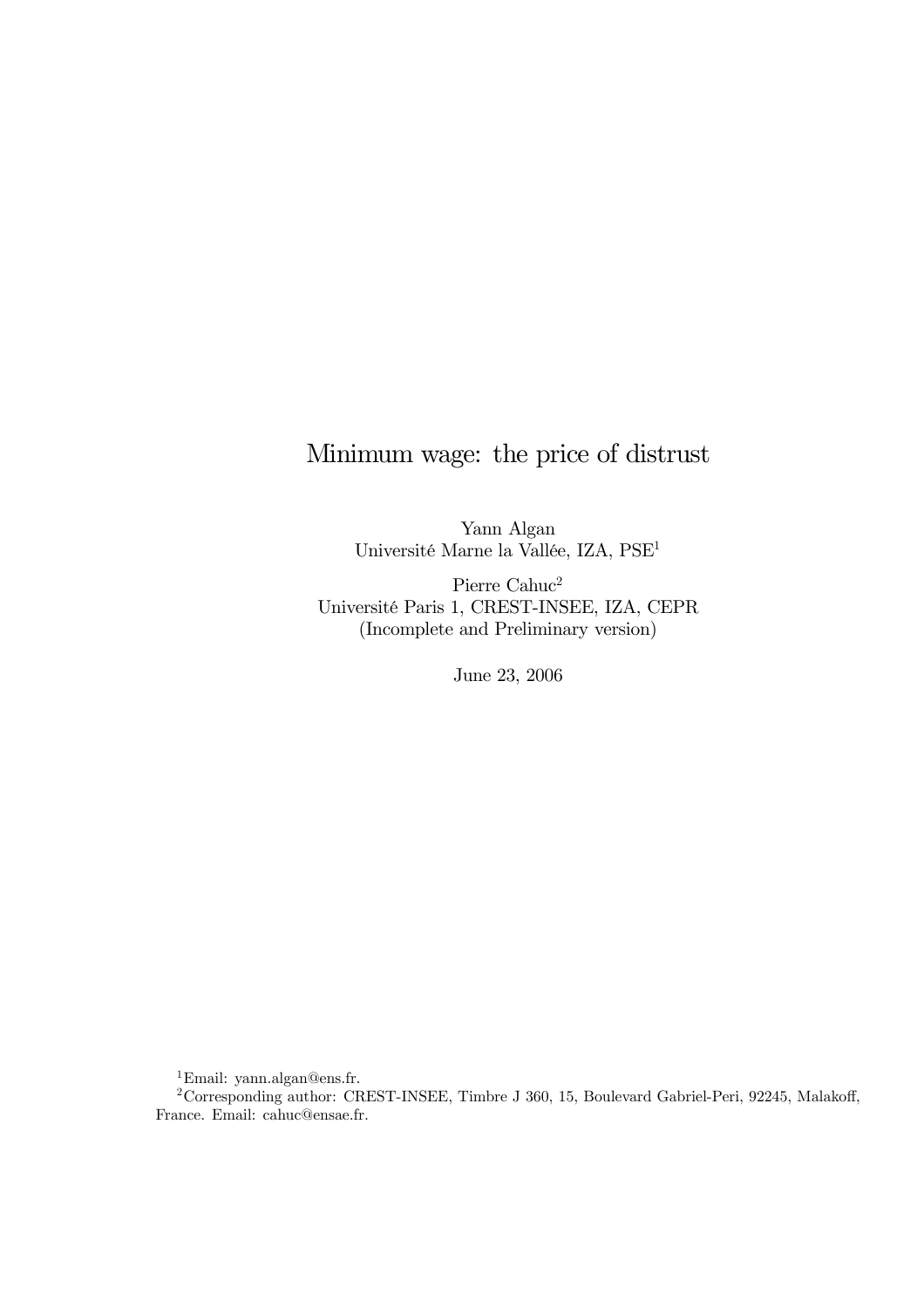# Minimum wage: the price of distrust

Yann Algan
Université Marne la Vallée, IZA, PSE[1]

Pierre Cahuc[2]
Université Paris 1, CREST-INSEE, IZA, CEPR
(Incomplete and Preliminary version)

June 23, 2006

[1] Email: yann.algan@ens.fr.

[2] Corresponding author: CREST-INSEE, Timbre J 360, 15, Boulevard Gabriel-Peri, 92245, Malakoff, France. Email: cahuc@ensae.fr.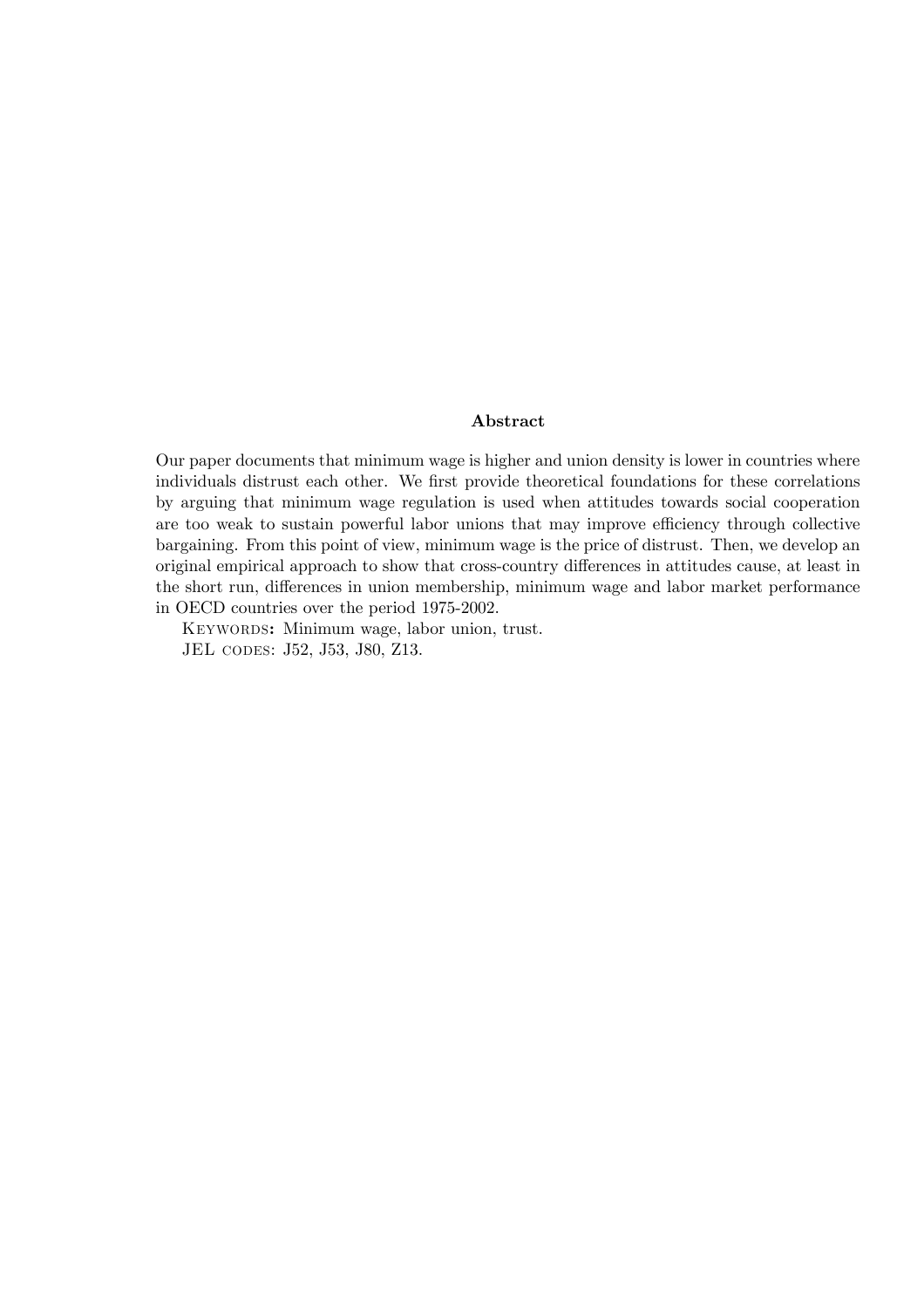## Abstract

Our paper documents that minimum wage is higher and union density is lower in countries where individuals distrust each other. We first provide theoretical foundations for these correlations by arguing that minimum wage regulation is used when attitudes towards social cooperation are too weak to sustain powerful labor unions that may improve efficiency through collective bargaining. From this point of view, minimum wage is the price of distrust. Then, we develop an original empirical approach to show that cross-country differences in attitudes cause, at least in the short run, differences in union membership, minimum wage and labor market performance in OECD countries over the period 1975-2002.

KEYWORDS**:** Minimum wage, labor union, trust.

JEL CODES: J52, J53, J80, Z13.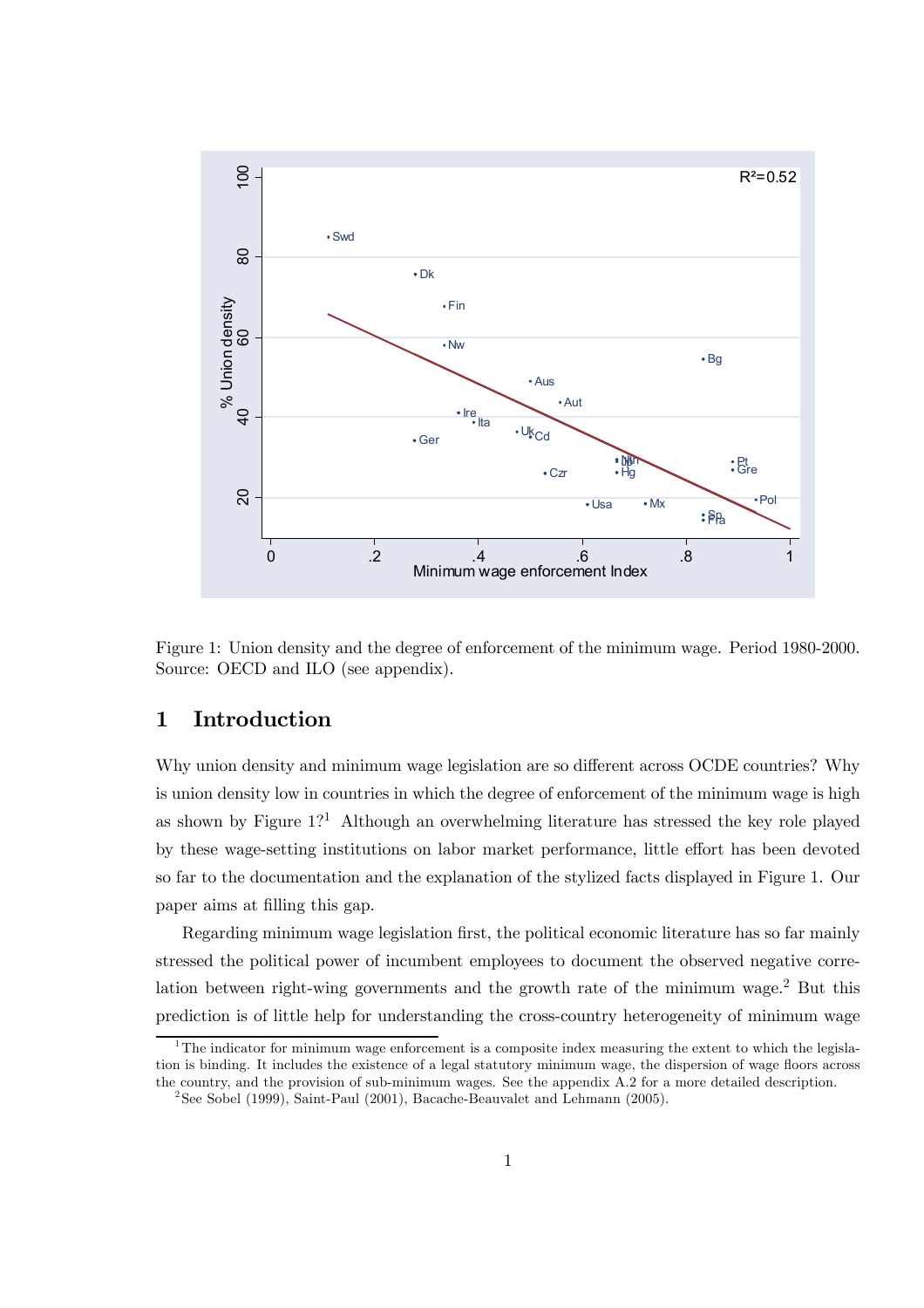Figure 1: Union density and the degree of enforcement of the minimum wage. Period 1980-2000. Source: OECD and ILO (see appendix).

## 1 Introduction

Why union density and minimum wage legislation are so different across OCDE countries? Why is union density low in countries in which the degree of enforcement of the minimum wage is high as shown by Figure 1?[1] Although an overwhelming literature has stressed the key role played by these wage-setting institutions on labor market performance, little effort has been devoted so far to the documentation and the explanation of the stylized facts displayed in Figure 1. Our paper aims at filling this gap.

Regarding minimum wage legislation first, the political economic literature has so far mainly stressed the political power of incumbent employees to document the observed negative correlation between right-wing governments and the growth rate of the minimum wage.[2] But this prediction is of little help for understanding the cross-country heterogeneity of minimum wage

---

[1] The indicator for minimum wage enforcement is a composite index measuring the extent to which the legislation is binding. It includes the existence of a legal statutory minimum wage, the dispersion of wage floors across the country, and the provision of sub-minimum wages. See the appendix A.2 for a more detailed description.

[2] See Sobel (1999), Saint-Paul (2001), Bacache-Beauvalet and Lehmann (2005).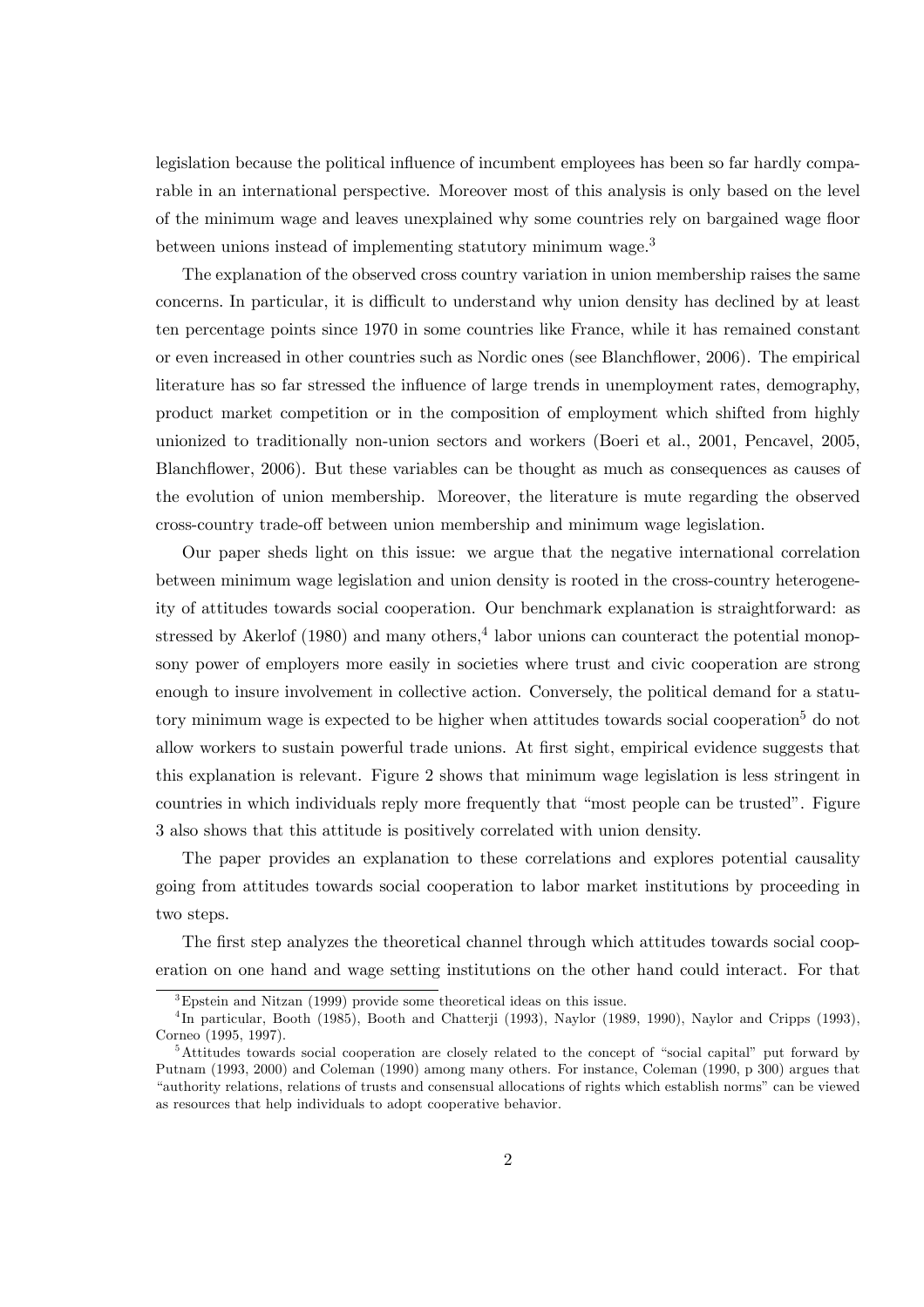legislation because the political influence of incumbent employees has been so far hardly comparable in an international perspective. Moreover most of this analysis is only based on the level of the minimum wage and leaves unexplained why some countries rely on bargained wage floor between unions instead of implementing statutory minimum wage.[3]

The explanation of the observed cross country variation in union membership raises the same concerns. In particular, it is difficult to understand why union density has declined by at least ten percentage points since 1970 in some countries like France, while it has remained constant or even increased in other countries such as Nordic ones (see Blanchflower, 2006). The empirical literature has so far stressed the influence of large trends in unemployment rates, demography, product market competition or in the composition of employment which shifted from highly unionized to traditionally non-union sectors and workers (Boeri et al., 2001, Pencavel, 2005, Blanchflower, 2006). But these variables can be thought as much as consequences as causes of the evolution of union membership. Moreover, the literature is mute regarding the observed cross-country trade-off between union membership and minimum wage legislation.

Our paper sheds light on this issue: we argue that the negative international correlation between minimum wage legislation and union density is rooted in the cross-country heterogeneity of attitudes towards social cooperation. Our benchmark explanation is straightforward: as stressed by Akerlof (1980) and many others,[4] labor unions can counteract the potential monopsony power of employers more easily in societies where trust and civic cooperation are strong enough to insure involvement in collective action. Conversely, the political demand for a statutory minimum wage is expected to be higher when attitudes towards social cooperation[5] do not allow workers to sustain powerful trade unions. At first sight, empirical evidence suggests that this explanation is relevant. Figure 2 shows that minimum wage legislation is less stringent in countries in which individuals reply more frequently that "most people can be trusted". Figure 3 also shows that this attitude is positively correlated with union density.

The paper provides an explanation to these correlations and explores potential causality going from attitudes towards social cooperation to labor market institutions by proceeding in two steps.

The first step analyzes the theoretical channel through which attitudes towards social cooperation on one hand and wage setting institutions on the other hand could interact. For that

[3] Epstein and Nitzan (1999) provide some theoretical ideas on this issue.

[4] In particular, Booth (1985), Booth and Chatterji (1993), Naylor (1989, 1990), Naylor and Cripps (1993), Corneo (1995, 1997).

[5] Attitudes towards social cooperation are closely related to the concept of "social capital" put forward by Putnam (1993, 2000) and Coleman (1990) among many others. For instance, Coleman (1990, p 300) argues that "authority relations, relations of trusts and consensual allocations of rights which establish norms" can be viewed as resources that help individuals to adopt cooperative behavior.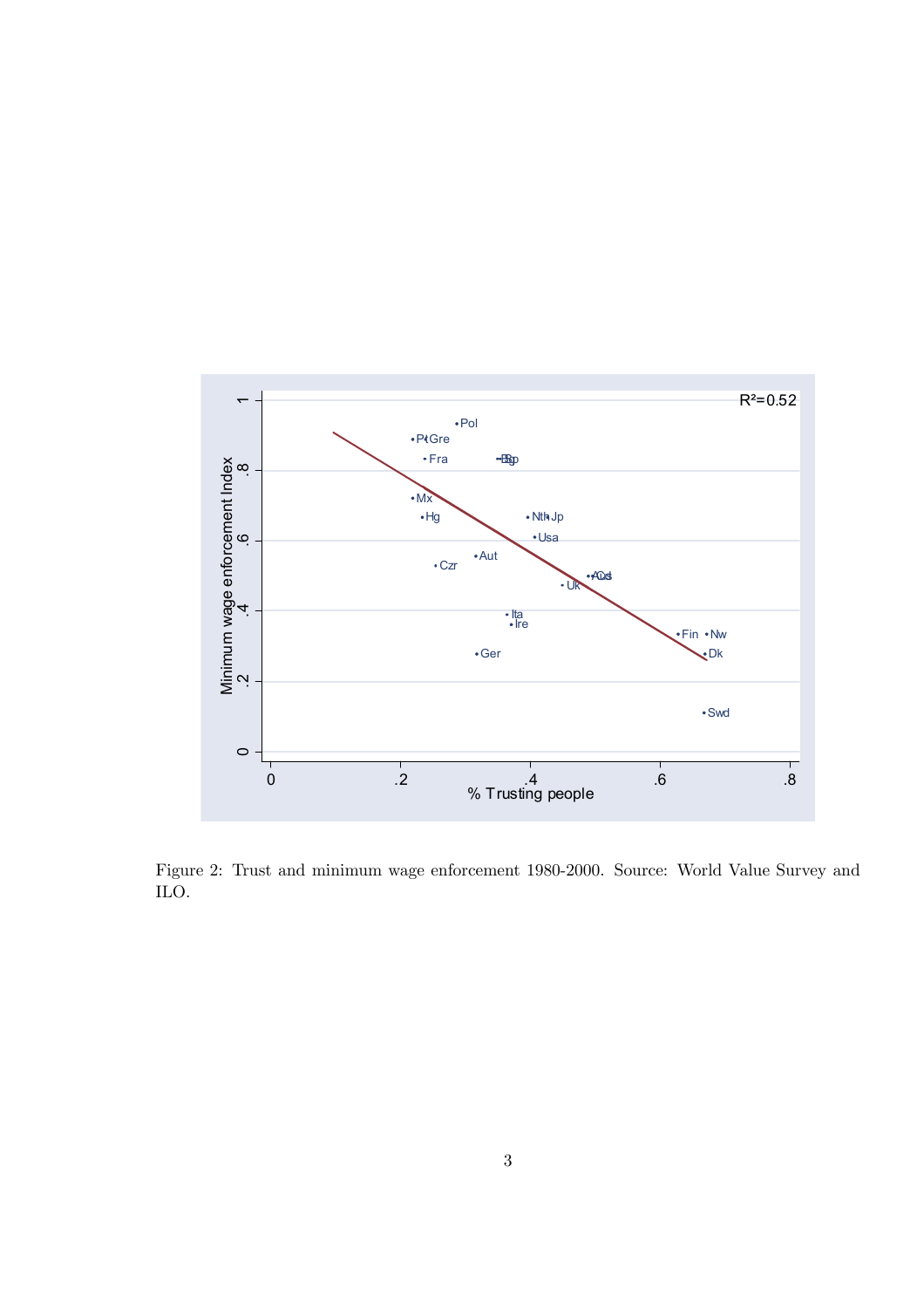Figure 2: Trust and minimum wage enforcement 1980-2000. Source: World Value Survey and ILO.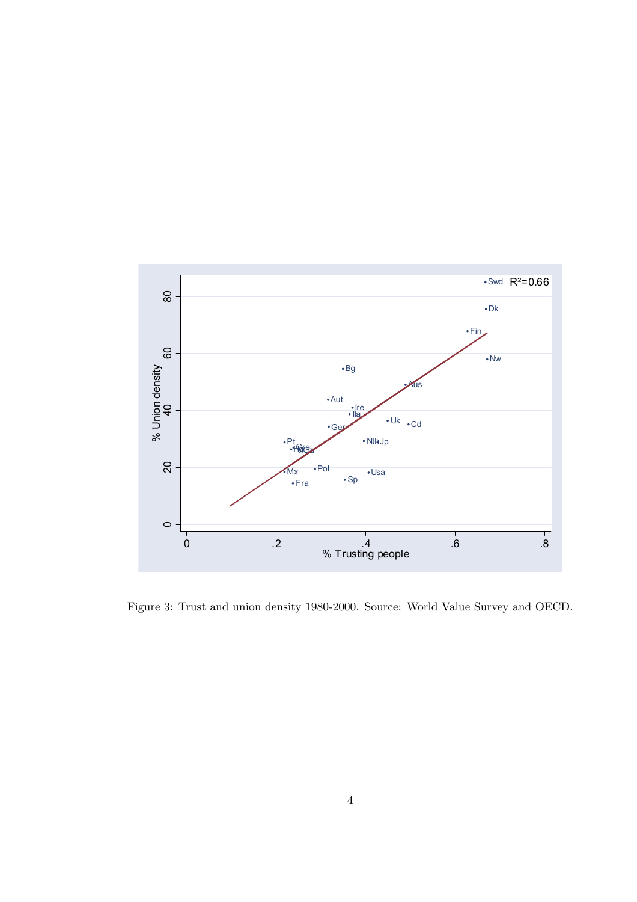Figure 3: Trust and union density 1980-2000. Source: World Value Survey and OECD.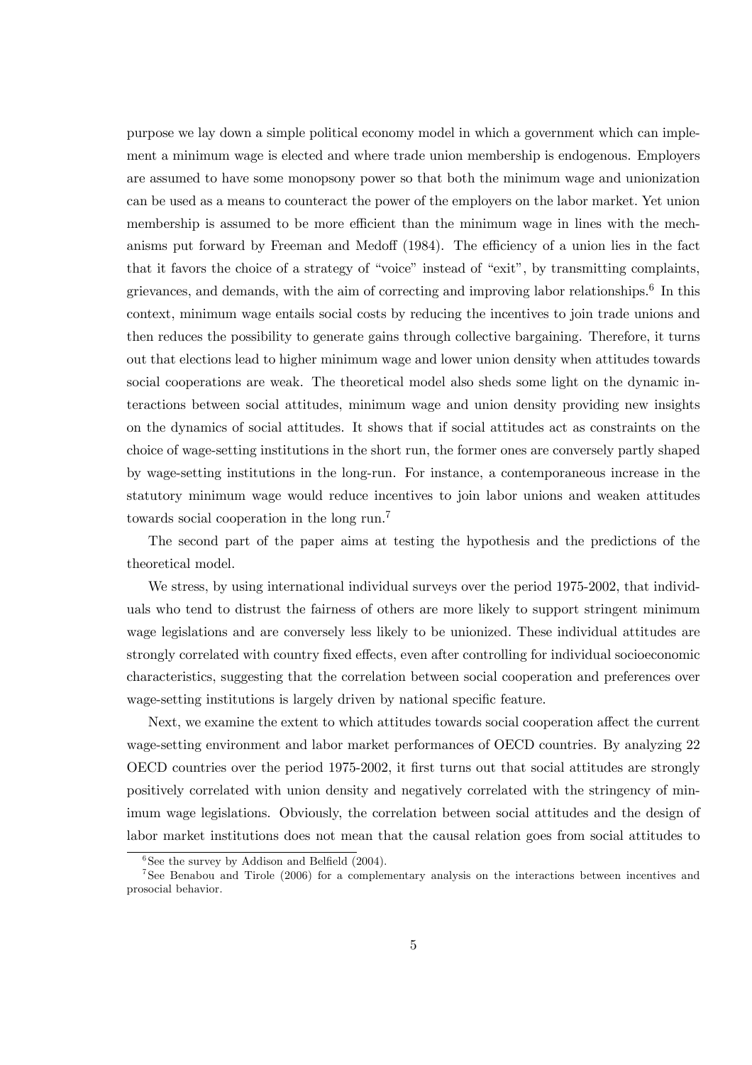purpose we lay down a simple political economy model in which a government which can implement a minimum wage is elected and where trade union membership is endogenous. Employers are assumed to have some monopsony power so that both the minimum wage and unionization can be used as a means to counteract the power of the employers on the labor market. Yet union membership is assumed to be more efficient than the minimum wage in lines with the mechanisms put forward by Freeman and Medoff (1984). The efficiency of a union lies in the fact that it favors the choice of a strategy of "voice" instead of "exit", by transmitting complaints, grievances, and demands, with the aim of correcting and improving labor relationships.[6] In this context, minimum wage entails social costs by reducing the incentives to join trade unions and then reduces the possibility to generate gains through collective bargaining. Therefore, it turns out that elections lead to higher minimum wage and lower union density when attitudes towards social cooperations are weak. The theoretical model also sheds some light on the dynamic interactions between social attitudes, minimum wage and union density providing new insights on the dynamics of social attitudes. It shows that if social attitudes act as constraints on the choice of wage-setting institutions in the short run, the former ones are conversely partly shaped by wage-setting institutions in the long-run. For instance, a contemporaneous increase in the statutory minimum wage would reduce incentives to join labor unions and weaken attitudes towards social cooperation in the long run.[7]

The second part of the paper aims at testing the hypothesis and the predictions of the theoretical model.

We stress, by using international individual surveys over the period 1975-2002, that individuals who tend to distrust the fairness of others are more likely to support stringent minimum wage legislations and are conversely less likely to be unionized. These individual attitudes are strongly correlated with country fixed effects, even after controlling for individual socioeconomic characteristics, suggesting that the correlation between social cooperation and preferences over wage-setting institutions is largely driven by national specific feature.

Next, we examine the extent to which attitudes towards social cooperation affect the current wage-setting environment and labor market performances of OECD countries. By analyzing 22 OECD countries over the period 1975-2002, it first turns out that social attitudes are strongly positively correlated with union density and negatively correlated with the stringency of minimum wage legislations. Obviously, the correlation between social attitudes and the design of labor market institutions does not mean that the causal relation goes from social attitudes to

[6] See the survey by Addison and Belfield (2004).

[7] See Benabou and Tirole (2006) for a complementary analysis on the interactions between incentives and prosocial behavior.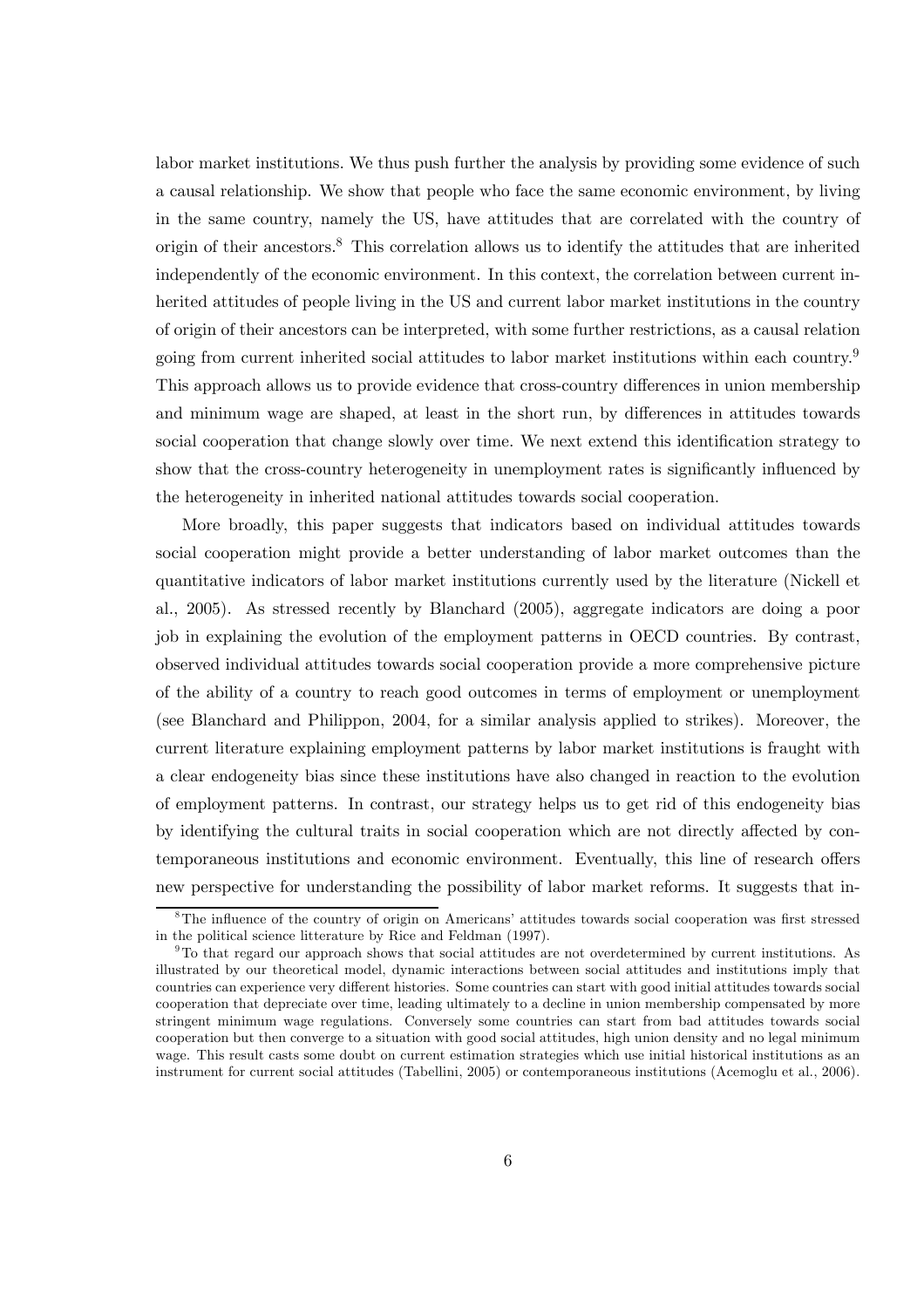labor market institutions. We thus push further the analysis by providing some evidence of such a causal relationship. We show that people who face the same economic environment, by living in the same country, namely the US, have attitudes that are correlated with the country of origin of their ancestors.[8] This correlation allows us to identify the attitudes that are inherited independently of the economic environment. In this context, the correlation between current inherited attitudes of people living in the US and current labor market institutions in the country of origin of their ancestors can be interpreted, with some further restrictions, as a causal relation going from current inherited social attitudes to labor market institutions within each country.[9] This approach allows us to provide evidence that cross-country differences in union membership and minimum wage are shaped, at least in the short run, by differences in attitudes towards social cooperation that change slowly over time. We next extend this identification strategy to show that the cross-country heterogeneity in unemployment rates is significantly influenced by the heterogeneity in inherited national attitudes towards social cooperation.

More broadly, this paper suggests that indicators based on individual attitudes towards social cooperation might provide a better understanding of labor market outcomes than the quantitative indicators of labor market institutions currently used by the literature (Nickell et al., 2005). As stressed recently by Blanchard (2005), aggregate indicators are doing a poor job in explaining the evolution of the employment patterns in OECD countries. By contrast, observed individual attitudes towards social cooperation provide a more comprehensive picture of the ability of a country to reach good outcomes in terms of employment or unemployment (see Blanchard and Philippon, 2004, for a similar analysis applied to strikes). Moreover, the current literature explaining employment patterns by labor market institutions is fraught with a clear endogeneity bias since these institutions have also changed in reaction to the evolution of employment patterns. In contrast, our strategy helps us to get rid of this endogeneity bias by identifying the cultural traits in social cooperation which are not directly affected by contemporaneous institutions and economic environment. Eventually, this line of research offers new perspective for understanding the possibility of labor market reforms. It suggests that in-

[8] The influence of the country of origin on Americans' attitudes towards social cooperation was first stressed in the political science litterature by Rice and Feldman (1997).

[9] To that regard our approach shows that social attitudes are not overdetermined by current institutions. As illustrated by our theoretical model, dynamic interactions between social attitudes and institutions imply that countries can experience very different histories. Some countries can start with good initial attitudes towards social cooperation that depreciate over time, leading ultimately to a decline in union membership compensated by more stringent minimum wage regulations. Conversely some countries can start from bad attitudes towards social cooperation but then converge to a situation with good social attitudes, high union density and no legal minimum wage. This result casts some doubt on current estimation strategies which use initial historical institutions as an instrument for current social attitudes (Tabellini, 2005) or contemporaneous institutions (Acemoglu et al., 2006).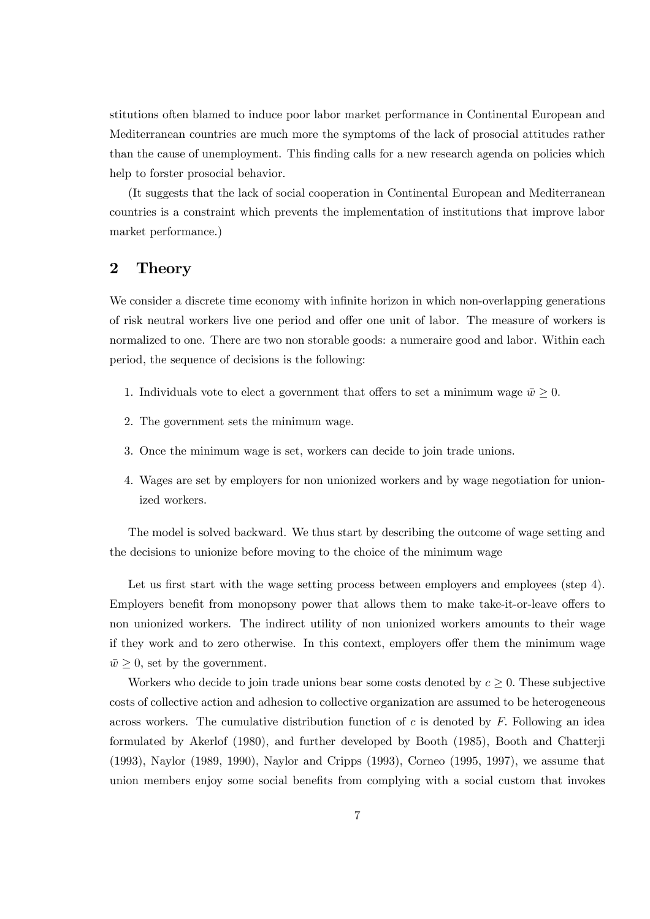stitutions often blamed to induce poor labor market performance in Continental European and Mediterranean countries are much more the symptoms of the lack of prosocial attitudes rather than the cause of unemployment. This finding calls for a new research agenda on policies which help to forster prosocial behavior.

(It suggests that the lack of social cooperation in Continental European and Mediterranean countries is a constraint which prevents the implementation of institutions that improve labor market performance.)

## 2 Theory

We consider a discrete time economy with infinite horizon in which non-overlapping generations of risk neutral workers live one period and offer one unit of labor. The measure of workers is normalized to one. There are two non storable goods: a numeraire good and labor. Within each period, the sequence of decisions is the following:

1. Individuals vote to elect a government that offers to set a minimum wage $\bar{w} \geq 0$.
2. The government sets the minimum wage.
3. Once the minimum wage is set, workers can decide to join trade unions.
4. Wages are set by employers for non unionized workers and by wage negotiation for unionized workers.

The model is solved backward. We thus start by describing the outcome of wage setting and the decisions to unionize before moving to the choice of the minimum wage

Let us first start with the wage setting process between employers and employees (step 4). Employers benefit from monopsony power that allows them to make take-it-or-leave offers to non unionized workers. The indirect utility of non unionized workers amounts to their wage if they work and to zero otherwise. In this context, employers offer them the minimum wage $\bar{w} \geq 0$, set by the government.

Workers who decide to join trade unions bear some costs denoted by $c \geq 0$. These subjective costs of collective action and adhesion to collective organization are assumed to be heterogeneous across workers. The cumulative distribution function of $c$ is denoted by $F$. Following an idea formulated by Akerlof (1980), and further developed by Booth (1985), Booth and Chatterji (1993), Naylor (1989, 1990), Naylor and Cripps (1993), Corneo (1995, 1997), we assume that union members enjoy some social benefits from complying with a social custom that invokes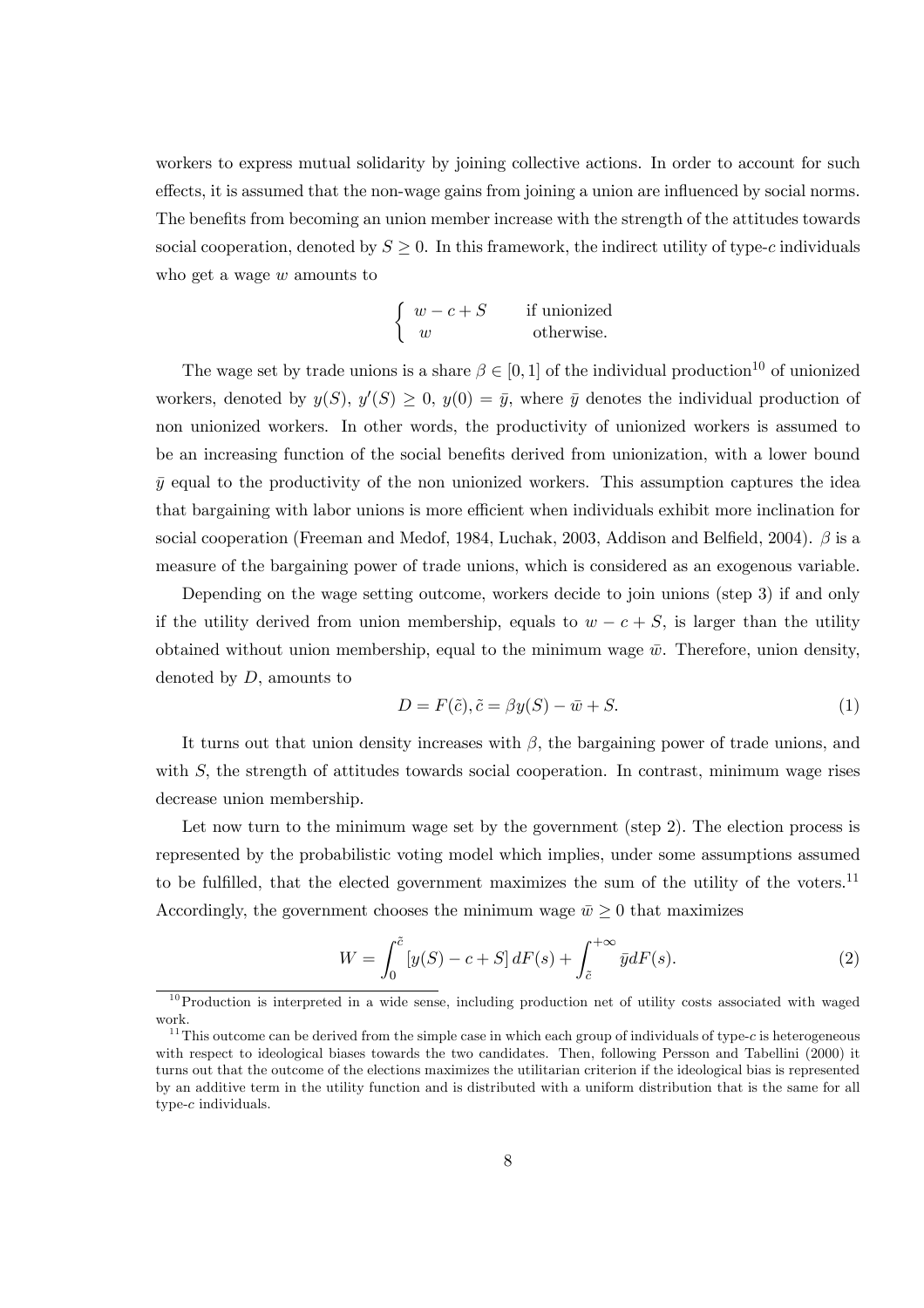workers to express mutual solidarity by joining collective actions. In order to account for such effects, it is assumed that the non-wage gains from joining a union are influenced by social norms. The benefits from becoming an union member increase with the strength of the attitudes towards social cooperation, denoted by $S \geq 0$. In this framework, the indirect utility of type-$c$ individuals who get a wage $w$ amounts to

$$\begin{cases} w - c + S & \text{if unionized} \\ w & \text{otherwise.} \end{cases}$$

The wage set by trade unions is a share $\beta \in [0, 1]$ of the individual production[10] of unionized workers, denoted by $y(S)$, $y'(S) \geq 0$, $y(0) = \bar{y}$, where $\bar{y}$ denotes the individual production of non unionized workers. In other words, the productivity of unionized workers is assumed to be an increasing function of the social benefits derived from unionization, with a lower bound $\bar{y}$ equal to the productivity of the non unionized workers. This assumption captures the idea that bargaining with labor unions is more efficient when individuals exhibit more inclination for social cooperation (Freeman and Medof, 1984, Luchak, 2003, Addison and Belfield, 2004). $\beta$ is a measure of the bargaining power of trade unions, which is considered as an exogenous variable.

Depending on the wage setting outcome, workers decide to join unions (step 3) if and only if the utility derived from union membership, equals to $w - c + S$, is larger than the utility obtained without union membership, equal to the minimum wage $\bar{w}$. Therefore, union density, denoted by $D$, amounts to

$$D = F(\tilde{c}), \tilde{c} = \beta y(S) - \bar{w} + S. \tag{1}$$

It turns out that union density increases with $\beta$, the bargaining power of trade unions, and with $S$, the strength of attitudes towards social cooperation. In contrast, minimum wage rises decrease union membership.

Let now turn to the minimum wage set by the government (step 2). The election process is represented by the probabilistic voting model which implies, under some assumptions assumed to be fulfilled, that the elected government maximizes the sum of the utility of the voters.[11] Accordingly, the government chooses the minimum wage $\bar{w} \geq 0$ that maximizes

$$W = \int_0^{\tilde{c}} [y(S) - c + S] \, dF(s) + \int_{\tilde{c}}^{+\infty} \bar{y} dF(s). \tag{2}$$

[10] Production is interpreted in a wide sense, including production net of utility costs associated with waged work.

[11] This outcome can be derived from the simple case in which each group of individuals of type-$c$ is heterogeneous with respect to ideological biases towards the two candidates. Then, following Persson and Tabellini (2000) it turns out that the outcome of the elections maximizes the utilitarian criterion if the ideological bias is represented by an additive term in the utility function and is distributed with a uniform distribution that is the same for all type-$c$ individuals.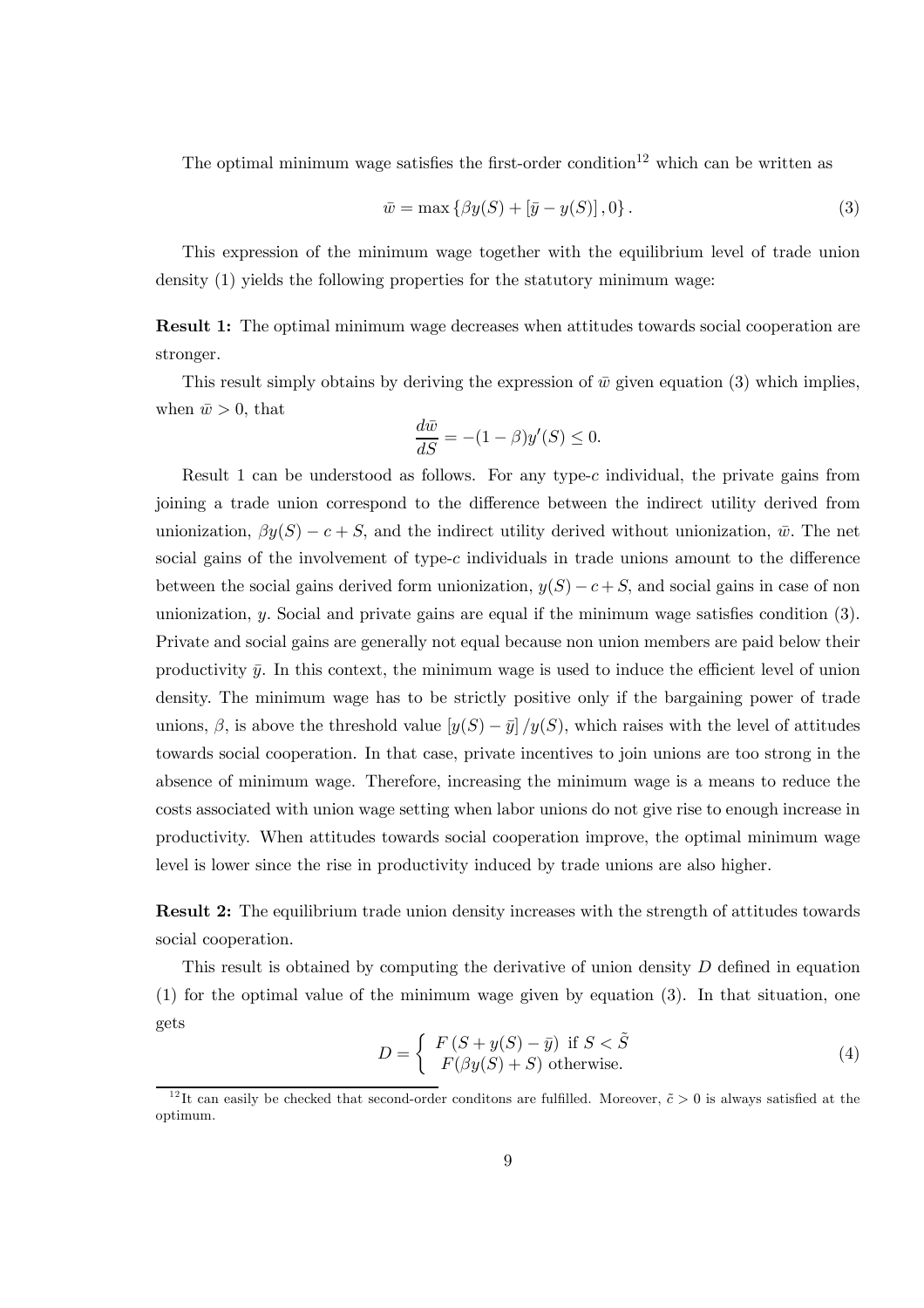The optimal minimum wage satisfies the first-order condition[12] which can be written as

$$\bar{w} = \max\left\{\beta y(S) + \left[\bar{y} - y(S)\right], 0\right\}. \tag{3}$$

This expression of the minimum wage together with the equilibrium level of trade union density (1) yields the following properties for the statutory minimum wage:

**Result 1:** The optimal minimum wage decreases when attitudes towards social cooperation are stronger.

This result simply obtains by deriving the expression of $\bar{w}$ given equation (3) which implies, when $\bar{w} > 0$, that

$$\frac{d\bar{w}}{dS} = -(1-\beta)y'(S) \leq 0.$$

Result 1 can be understood as follows. For any type-$c$ individual, the private gains from joining a trade union correspond to the difference between the indirect utility derived from unionization, $\beta y(S) - c + S$, and the indirect utility derived without unionization, $\bar{w}$. The net social gains of the involvement of type-$c$ individuals in trade unions amount to the difference between the social gains derived form unionization, $y(S) - c + S$, and social gains in case of non unionization, $y$. Social and private gains are equal if the minimum wage satisfies condition (3). Private and social gains are generally not equal because non union members are paid below their productivity $\bar{y}$. In this context, the minimum wage is used to induce the efficient level of union density. The minimum wage has to be strictly positive only if the bargaining power of trade unions, $\beta$, is above the threshold value $\left[y(S) - \bar{y}\right]/y(S)$, which raises with the level of attitudes towards social cooperation. In that case, private incentives to join unions are too strong in the absence of minimum wage. Therefore, increasing the minimum wage is a means to reduce the costs associated with union wage setting when labor unions do not give rise to enough increase in productivity. When attitudes towards social cooperation improve, the optimal minimum wage level is lower since the rise in productivity induced by trade unions are also higher.

**Result 2:** The equilibrium trade union density increases with the strength of attitudes towards social cooperation.

This result is obtained by computing the derivative of union density $D$ defined in equation (1) for the optimal value of the minimum wage given by equation (3). In that situation, one gets

$$D = \begin{cases} F\left(S + y(S) - \bar{y}\right) \text{ if } S < \tilde{S} \\ F(\beta y(S) + S) \text{ otherwise.} \end{cases} \tag{4}$$

[12] It can easily be checked that second-order conditons are fulfilled. Moreover, $\tilde{c} > 0$ is always satisfied at the optimum.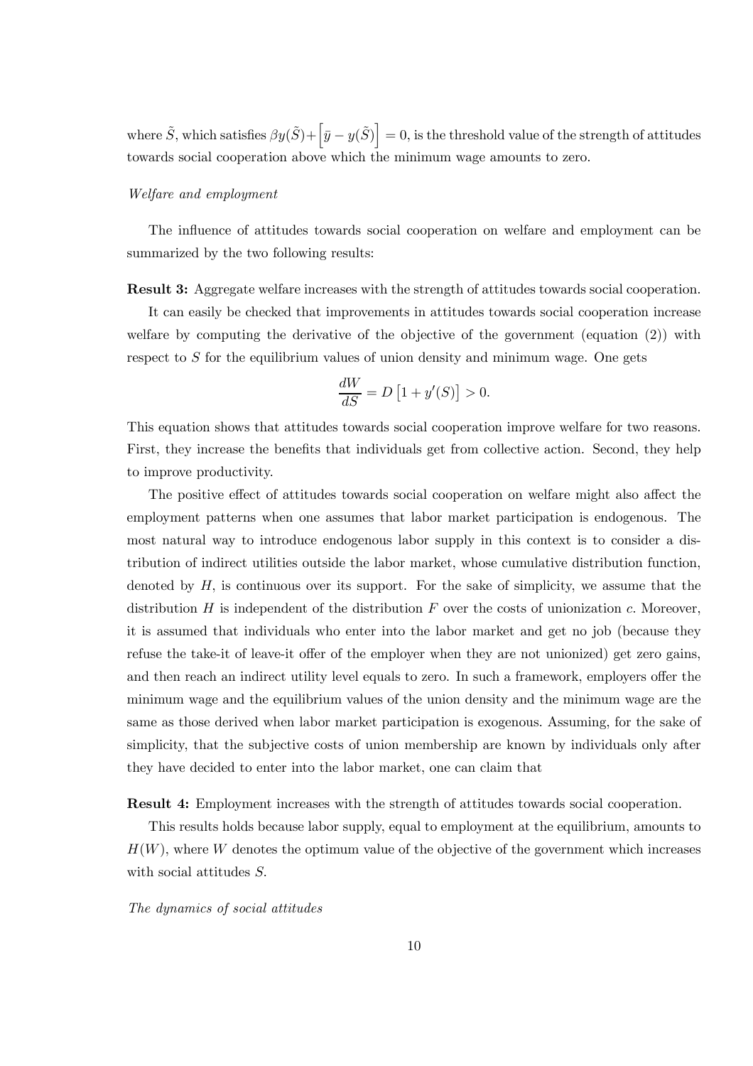where $\tilde{S}$, which satisfies $\beta y(\tilde{S}) + \left[\bar{y} - y(\tilde{S})\right] = 0$, is the threshold value of the strength of attitudes towards social cooperation above which the minimum wage amounts to zero.

*Welfare and employment*

The influence of attitudes towards social cooperation on welfare and employment can be summarized by the two following results:

**Result 3:** Aggregate welfare increases with the strength of attitudes towards social cooperation.

It can easily be checked that improvements in attitudes towards social cooperation increase welfare by computing the derivative of the objective of the government (equation (2)) with respect to $S$ for the equilibrium values of union density and minimum wage. One gets

$$\frac{dW}{dS} = D\left[1 + y'(S)\right] > 0.$$

This equation shows that attitudes towards social cooperation improve welfare for two reasons. First, they increase the benefits that individuals get from collective action. Second, they help to improve productivity.

The positive effect of attitudes towards social cooperation on welfare might also affect the employment patterns when one assumes that labor market participation is endogenous. The most natural way to introduce endogenous labor supply in this context is to consider a distribution of indirect utilities outside the labor market, whose cumulative distribution function, denoted by $H$, is continuous over its support. For the sake of simplicity, we assume that the distribution $H$ is independent of the distribution $F$ over the costs of unionization $c$. Moreover, it is assumed that individuals who enter into the labor market and get no job (because they refuse the take-it of leave-it offer of the employer when they are not unionized) get zero gains, and then reach an indirect utility level equals to zero. In such a framework, employers offer the minimum wage and the equilibrium values of the union density and the minimum wage are the same as those derived when labor market participation is exogenous. Assuming, for the sake of simplicity, that the subjective costs of union membership are known by individuals only after they have decided to enter into the labor market, one can claim that

**Result 4:** Employment increases with the strength of attitudes towards social cooperation.

This results holds because labor supply, equal to employment at the equilibrium, amounts to $H(W)$, where $W$ denotes the optimum value of the objective of the government which increases with social attitudes $S$.

*The dynamics of social attitudes*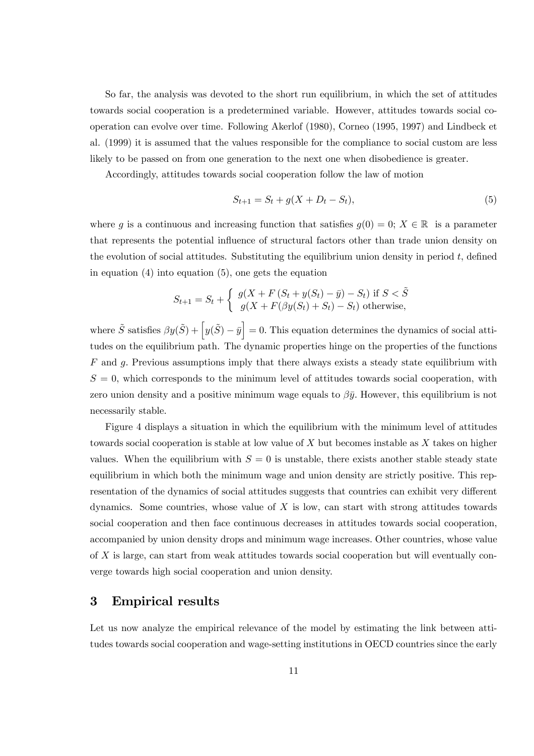So far, the analysis was devoted to the short run equilibrium, in which the set of attitudes towards social cooperation is a predetermined variable. However, attitudes towards social cooperation can evolve over time. Following Akerlof (1980), Corneo (1995, 1997) and Lindbeck et al. (1999) it is assumed that the values responsible for the compliance to social custom are less likely to be passed on from one generation to the next one when disobedience is greater.

Accordingly, attitudes towards social cooperation follow the law of motion

$$S_{t+1} = S_t + g(X + D_t - S_t), \tag{5}$$

where $g$ is a continuous and increasing function that satisfies $g(0) = 0$; $X \in \mathbb{R}$ is a parameter that represents the potential influence of structural factors other than trade union density on the evolution of social attitudes. Substituting the equilibrium union density in period $t$, defined in equation (4) into equation (5), one gets the equation

$$S_{t+1} = S_t + \left\{ \begin{array}{l} g(X + F\left(S_t + y(S_t) - \bar{y}\right) - S_t) \text{ if } S < \tilde{S} \\ g(X + F(\beta y(S_t) + S_t) - S_t) \text{ otherwise,} \end{array} \right.$$

where $\tilde{S}$ satisfies $\beta y(\tilde{S}) + \left[y(\tilde{S}) - \bar{y}\right] = 0$. This equation determines the dynamics of social attitudes on the equilibrium path. The dynamic properties hinge on the properties of the functions $F$ and $g$. Previous assumptions imply that there always exists a steady state equilibrium with $S = 0$, which corresponds to the minimum level of attitudes towards social cooperation, with zero union density and a positive minimum wage equals to $\beta\bar{y}$. However, this equilibrium is not necessarily stable.

Figure 4 displays a situation in which the equilibrium with the minimum level of attitudes towards social cooperation is stable at low value of $X$ but becomes instable as $X$ takes on higher values. When the equilibrium with $S = 0$ is unstable, there exists another stable steady state equilibrium in which both the minimum wage and union density are strictly positive. This representation of the dynamics of social attitudes suggests that countries can exhibit very different dynamics. Some countries, whose value of $X$ is low, can start with strong attitudes towards social cooperation and then face continuous decreases in attitudes towards social cooperation, accompanied by union density drops and minimum wage increases. Other countries, whose value of $X$ is large, can start from weak attitudes towards social cooperation but will eventually converge towards high social cooperation and union density.

## 3 Empirical results

Let us now analyze the empirical relevance of the model by estimating the link between attitudes towards social cooperation and wage-setting institutions in OECD countries since the early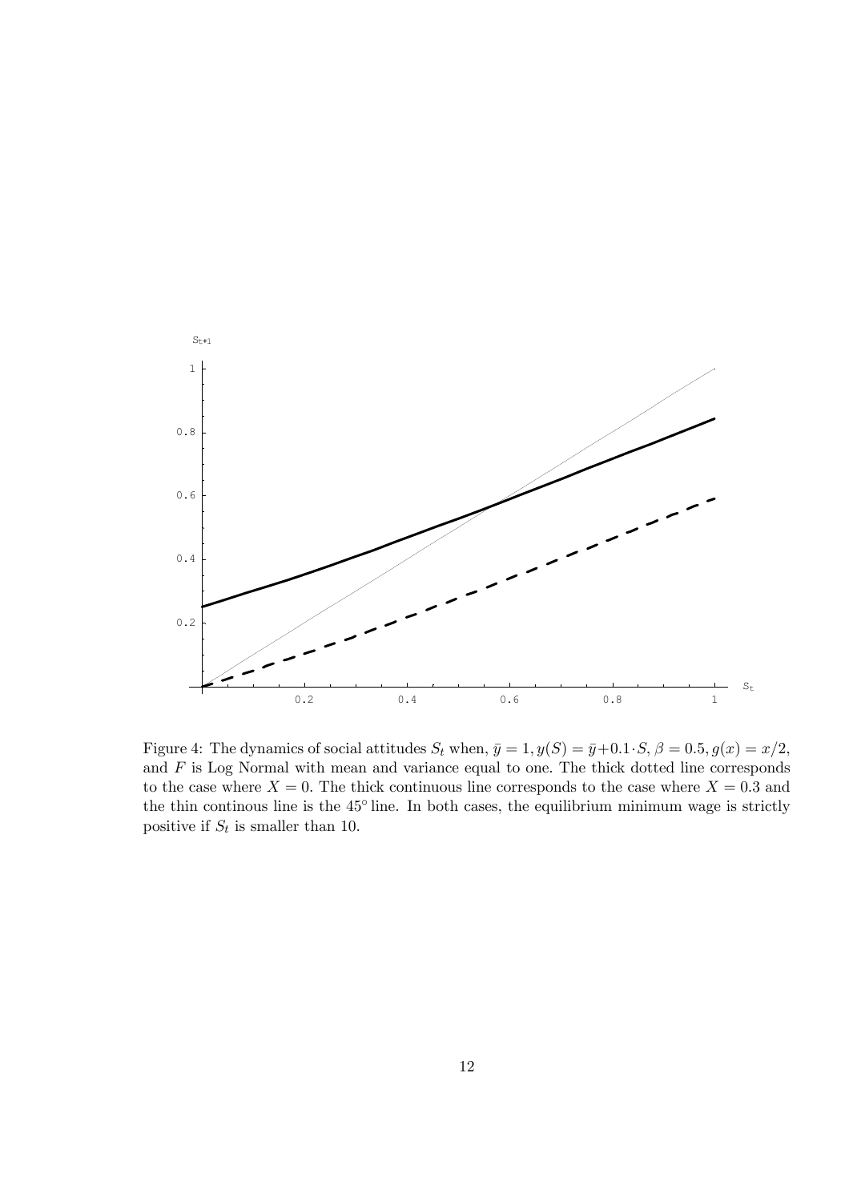Figure 4: The dynamics of social attitudes $S_t$ when, $\bar{y} = 1, y(S) = \bar{y} + 0.1 \cdot S$, $\beta = 0.5, g(x) = x/2$, and $F$ is Log Normal with mean and variance equal to one. The thick dotted line corresponds to the case where $X = 0$. The thick continuous line corresponds to the case where $X = 0.3$ and the thin continous line is the 45° line. In both cases, the equilibrium minimum wage is strictly positive if $S_t$ is smaller than 10.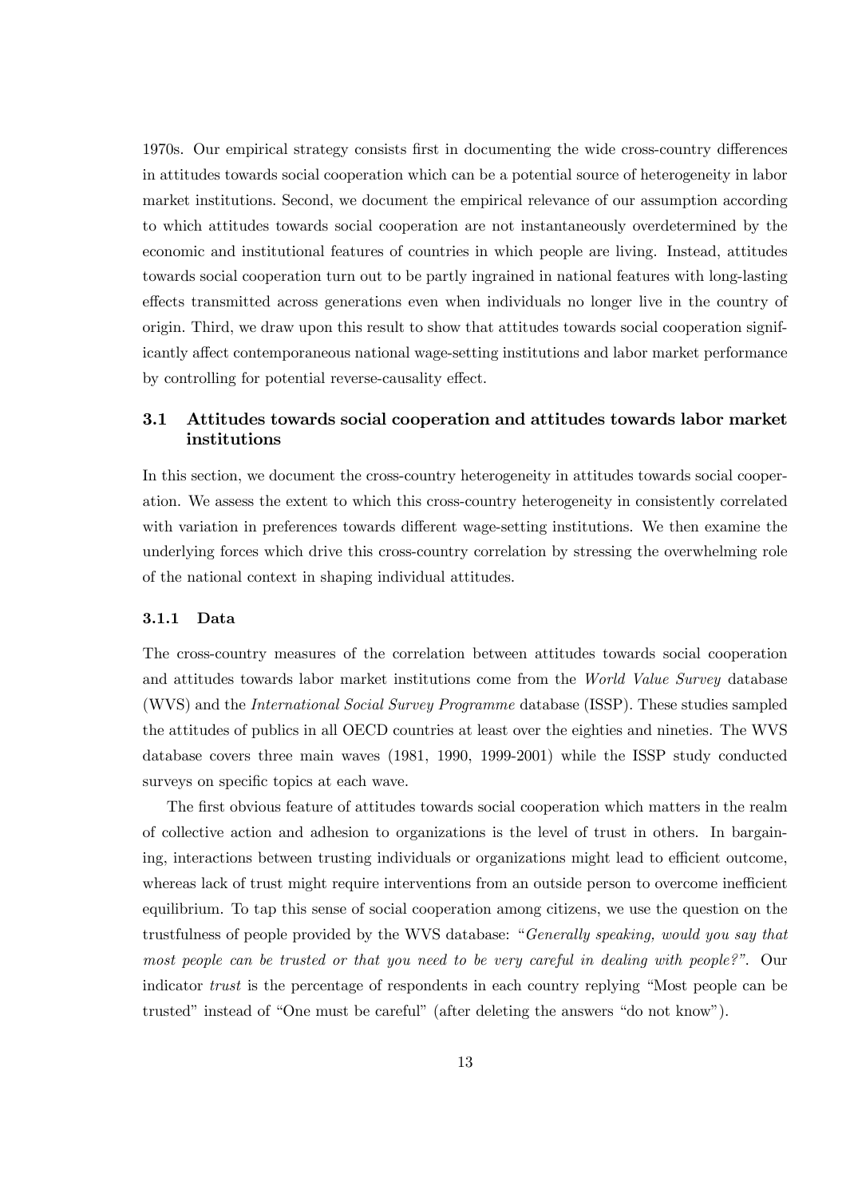1970s. Our empirical strategy consists first in documenting the wide cross-country differences in attitudes towards social cooperation which can be a potential source of heterogeneity in labor market institutions. Second, we document the empirical relevance of our assumption according to which attitudes towards social cooperation are not instantaneously overdetermined by the economic and institutional features of countries in which people are living. Instead, attitudes towards social cooperation turn out to be partly ingrained in national features with long-lasting effects transmitted across generations even when individuals no longer live in the country of origin. Third, we draw upon this result to show that attitudes towards social cooperation significantly affect contemporaneous national wage-setting institutions and labor market performance by controlling for potential reverse-causality effect.

## 3.1 Attitudes towards social cooperation and attitudes towards labor market institutions

In this section, we document the cross-country heterogeneity in attitudes towards social cooperation. We assess the extent to which this cross-country heterogeneity in consistently correlated with variation in preferences towards different wage-setting institutions. We then examine the underlying forces which drive this cross-country correlation by stressing the overwhelming role of the national context in shaping individual attitudes.

### 3.1.1 Data

The cross-country measures of the correlation between attitudes towards social cooperation and attitudes towards labor market institutions come from the *World Value Survey* database (WVS) and the *International Social Survey Programme* database (ISSP). These studies sampled the attitudes of publics in all OECD countries at least over the eighties and nineties. The WVS database covers three main waves (1981, 1990, 1999-2001) while the ISSP study conducted surveys on specific topics at each wave.

The first obvious feature of attitudes towards social cooperation which matters in the realm of collective action and adhesion to organizations is the level of trust in others. In bargaining, interactions between trusting individuals or organizations might lead to efficient outcome, whereas lack of trust might require interventions from an outside person to overcome inefficient equilibrium. To tap this sense of social cooperation among citizens, we use the question on the trustfulness of people provided by the WVS database: "*Generally speaking, would you say that most people can be trusted or that you need to be very careful in dealing with people?*". Our indicator *trust* is the percentage of respondents in each country replying "Most people can be trusted" instead of "One must be careful" (after deleting the answers "do not know").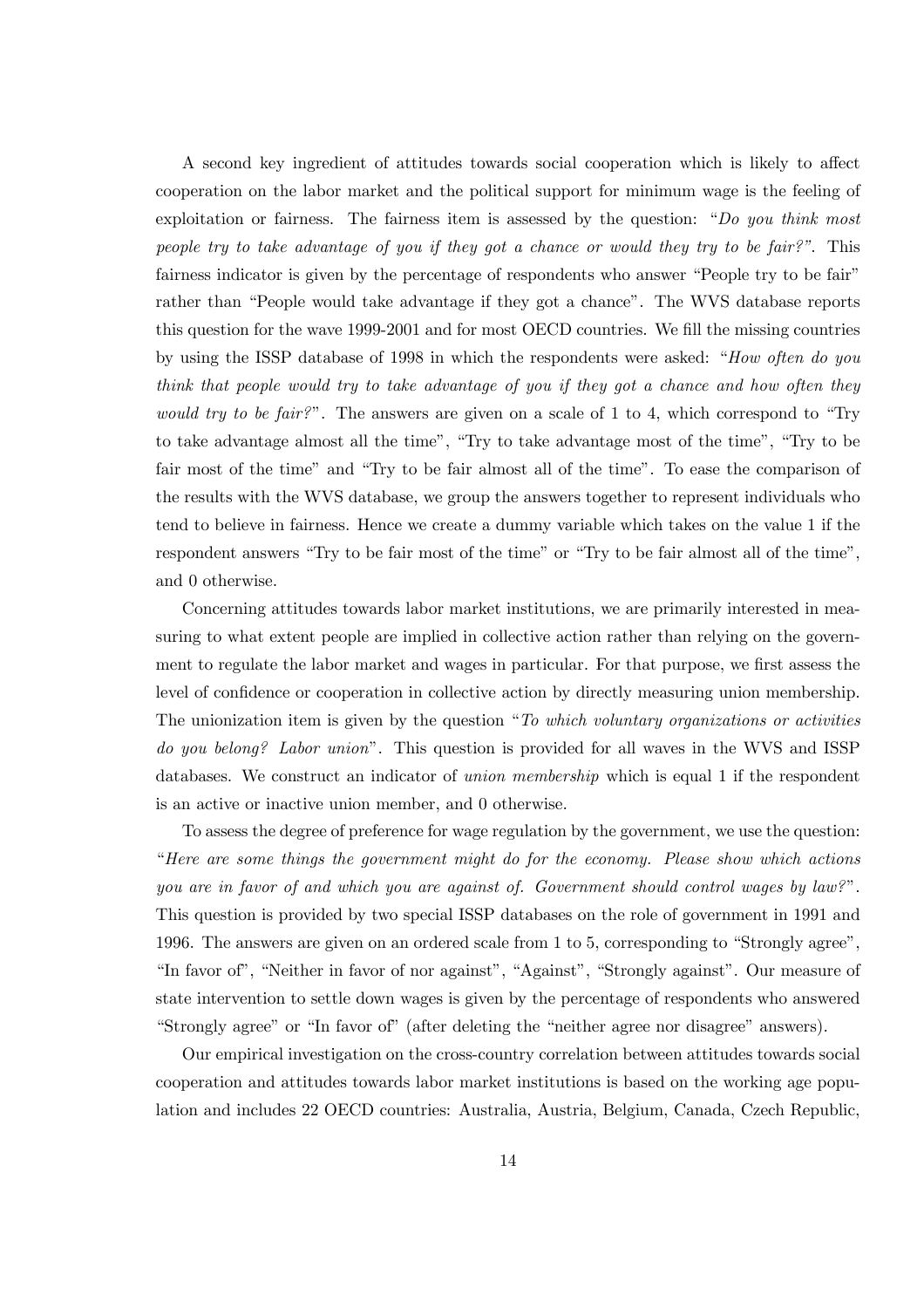A second key ingredient of attitudes towards social cooperation which is likely to affect cooperation on the labor market and the political support for minimum wage is the feeling of exploitation or fairness. The fairness item is assessed by the question: "*Do you think most people try to take advantage of you if they got a chance or would they try to be fair?*". This fairness indicator is given by the percentage of respondents who answer "People try to be fair" rather than "People would take advantage if they got a chance". The WVS database reports this question for the wave 1999-2001 and for most OECD countries. We fill the missing countries by using the ISSP database of 1998 in which the respondents were asked: "*How often do you think that people would try to take advantage of you if they got a chance and how often they would try to be fair?*". The answers are given on a scale of 1 to 4, which correspond to "Try to take advantage almost all the time", "Try to take advantage most of the time", "Try to be fair most of the time" and "Try to be fair almost all of the time". To ease the comparison of the results with the WVS database, we group the answers together to represent individuals who tend to believe in fairness. Hence we create a dummy variable which takes on the value 1 if the respondent answers "Try to be fair most of the time" or "Try to be fair almost all of the time", and 0 otherwise.

Concerning attitudes towards labor market institutions, we are primarily interested in measuring to what extent people are implied in collective action rather than relying on the government to regulate the labor market and wages in particular. For that purpose, we first assess the level of confidence or cooperation in collective action by directly measuring union membership. The unionization item is given by the question "*To which voluntary organizations or activities do you belong? Labor union*". This question is provided for all waves in the WVS and ISSP databases. We construct an indicator of *union membership* which is equal 1 if the respondent is an active or inactive union member, and 0 otherwise.

To assess the degree of preference for wage regulation by the government, we use the question: "*Here are some things the government might do for the economy. Please show which actions you are in favor of and which you are against of. Government should control wages by law?*". This question is provided by two special ISSP databases on the role of government in 1991 and 1996. The answers are given on an ordered scale from 1 to 5, corresponding to "Strongly agree", "In favor of", "Neither in favor of nor against", "Against", "Strongly against". Our measure of state intervention to settle down wages is given by the percentage of respondents who answered "Strongly agree" or "In favor of" (after deleting the "neither agree nor disagree" answers).

Our empirical investigation on the cross-country correlation between attitudes towards social cooperation and attitudes towards labor market institutions is based on the working age population and includes 22 OECD countries: Australia, Austria, Belgium, Canada, Czech Republic,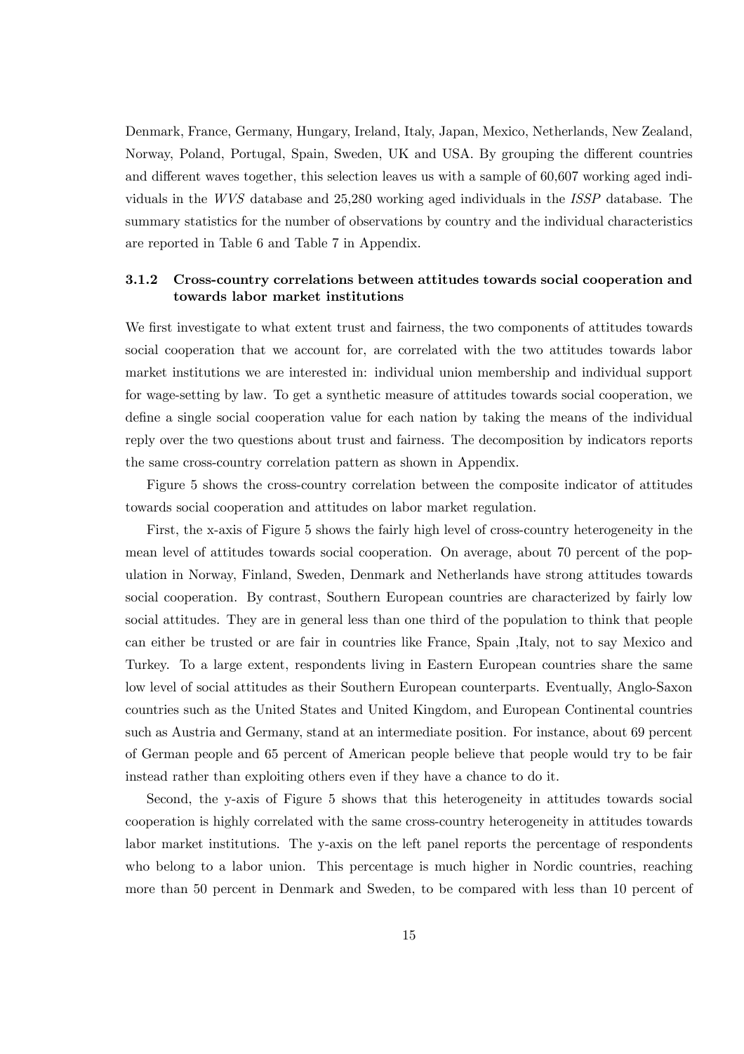Denmark, France, Germany, Hungary, Ireland, Italy, Japan, Mexico, Netherlands, New Zealand, Norway, Poland, Portugal, Spain, Sweden, UK and USA. By grouping the different countries and different waves together, this selection leaves us with a sample of 60,607 working aged individuals in the *WVS* database and 25,280 working aged individuals in the *ISSP* database. The summary statistics for the number of observations by country and the individual characteristics are reported in Table 6 and Table 7 in Appendix.

### 3.1.2 Cross-country correlations between attitudes towards social cooperation and towards labor market institutions

We first investigate to what extent trust and fairness, the two components of attitudes towards social cooperation that we account for, are correlated with the two attitudes towards labor market institutions we are interested in: individual union membership and individual support for wage-setting by law. To get a synthetic measure of attitudes towards social cooperation, we define a single social cooperation value for each nation by taking the means of the individual reply over the two questions about trust and fairness. The decomposition by indicators reports the same cross-country correlation pattern as shown in Appendix.

Figure 5 shows the cross-country correlation between the composite indicator of attitudes towards social cooperation and attitudes on labor market regulation.

First, the x-axis of Figure 5 shows the fairly high level of cross-country heterogeneity in the mean level of attitudes towards social cooperation. On average, about 70 percent of the population in Norway, Finland, Sweden, Denmark and Netherlands have strong attitudes towards social cooperation. By contrast, Southern European countries are characterized by fairly low social attitudes. They are in general less than one third of the population to think that people can either be trusted or are fair in countries like France, Spain ,Italy, not to say Mexico and Turkey. To a large extent, respondents living in Eastern European countries share the same low level of social attitudes as their Southern European counterparts. Eventually, Anglo-Saxon countries such as the United States and United Kingdom, and European Continental countries such as Austria and Germany, stand at an intermediate position. For instance, about 69 percent of German people and 65 percent of American people believe that people would try to be fair instead rather than exploiting others even if they have a chance to do it.

Second, the y-axis of Figure 5 shows that this heterogeneity in attitudes towards social cooperation is highly correlated with the same cross-country heterogeneity in attitudes towards labor market institutions. The y-axis on the left panel reports the percentage of respondents who belong to a labor union. This percentage is much higher in Nordic countries, reaching more than 50 percent in Denmark and Sweden, to be compared with less than 10 percent of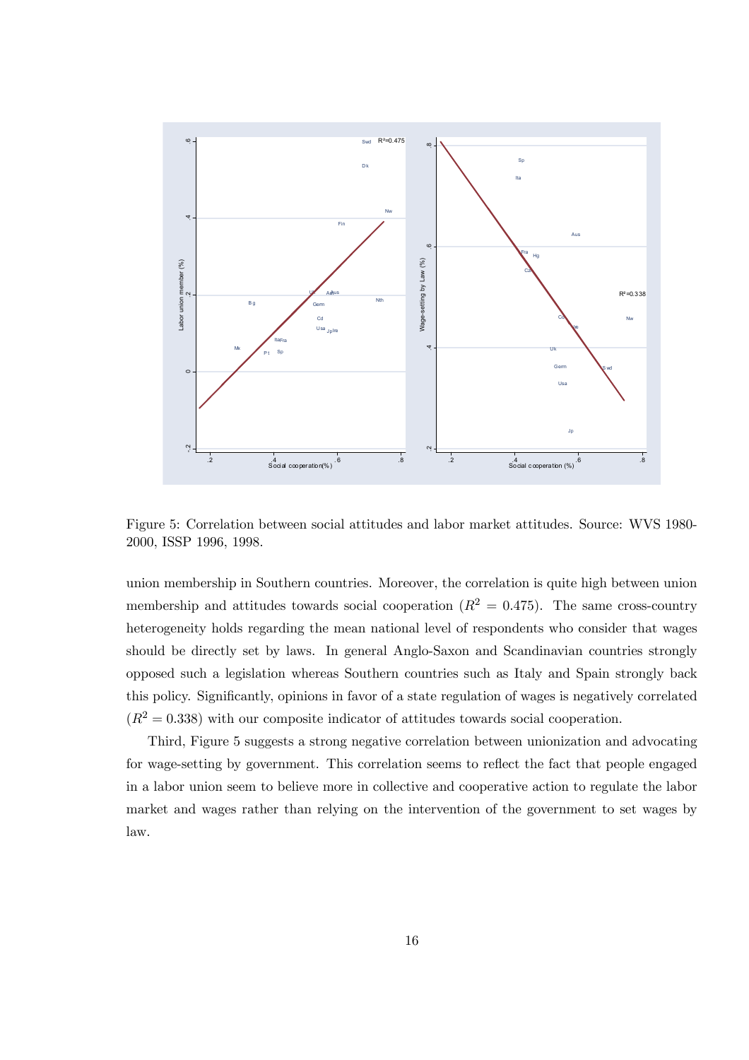Figure 5: Correlation between social attitudes and labor market attitudes. Source: WVS 1980-2000, ISSP 1996, 1998.

union membership in Southern countries. Moreover, the correlation is quite high between union membership and attitudes towards social cooperation ($R^2 = 0.475$). The same cross-country heterogeneity holds regarding the mean national level of respondents who consider that wages should be directly set by laws. In general Anglo-Saxon and Scandinavian countries strongly opposed such a legislation whereas Southern countries such as Italy and Spain strongly back this policy. Significantly, opinions in favor of a state regulation of wages is negatively correlated ($R^2 = 0.338$) with our composite indicator of attitudes towards social cooperation.

Third, Figure 5 suggests a strong negative correlation between unionization and advocating for wage-setting by government. This correlation seems to reflect the fact that people engaged in a labor union seem to believe more in collective and cooperative action to regulate the labor market and wages rather than relying on the intervention of the government to set wages by law.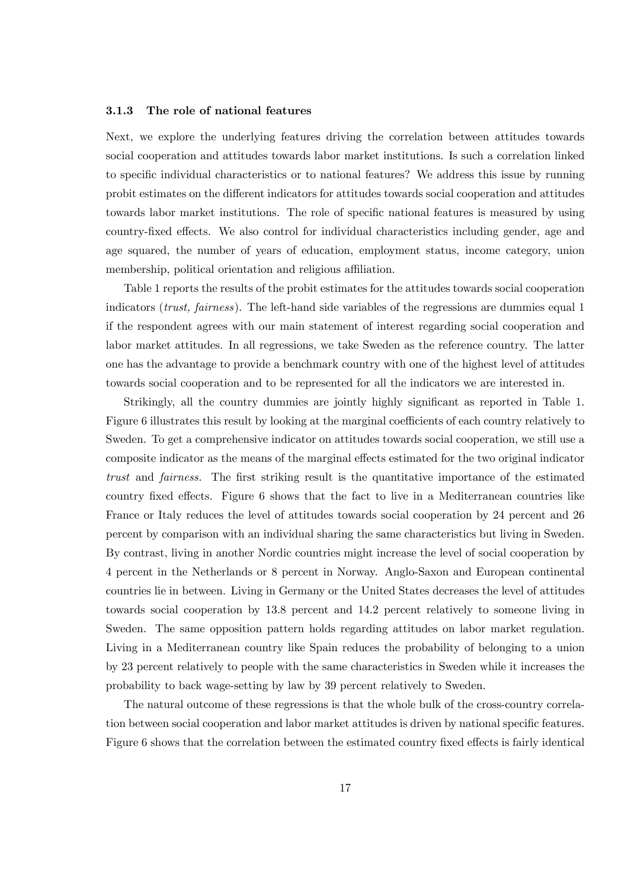### 3.1.3 The role of national features

Next, we explore the underlying features driving the correlation between attitudes towards social cooperation and attitudes towards labor market institutions. Is such a correlation linked to specific individual characteristics or to national features? We address this issue by running probit estimates on the different indicators for attitudes towards social cooperation and attitudes towards labor market institutions. The role of specific national features is measured by using country-fixed effects. We also control for individual characteristics including gender, age and age squared, the number of years of education, employment status, income category, union membership, political orientation and religious affiliation.

Table 1 reports the results of the probit estimates for the attitudes towards social cooperation indicators (*trust, fairness*). The left-hand side variables of the regressions are dummies equal 1 if the respondent agrees with our main statement of interest regarding social cooperation and labor market attitudes. In all regressions, we take Sweden as the reference country. The latter one has the advantage to provide a benchmark country with one of the highest level of attitudes towards social cooperation and to be represented for all the indicators we are interested in.

Strikingly, all the country dummies are jointly highly significant as reported in Table 1. Figure 6 illustrates this result by looking at the marginal coefficients of each country relatively to Sweden. To get a comprehensive indicator on attitudes towards social cooperation, we still use a composite indicator as the means of the marginal effects estimated for the two original indicator *trust* and *fairness*. The first striking result is the quantitative importance of the estimated country fixed effects. Figure 6 shows that the fact to live in a Mediterranean countries like France or Italy reduces the level of attitudes towards social cooperation by 24 percent and 26 percent by comparison with an individual sharing the same characteristics but living in Sweden. By contrast, living in another Nordic countries might increase the level of social cooperation by 4 percent in the Netherlands or 8 percent in Norway. Anglo-Saxon and European continental countries lie in between. Living in Germany or the United States decreases the level of attitudes towards social cooperation by 13.8 percent and 14.2 percent relatively to someone living in Sweden. The same opposition pattern holds regarding attitudes on labor market regulation. Living in a Mediterranean country like Spain reduces the probability of belonging to a union by 23 percent relatively to people with the same characteristics in Sweden while it increases the probability to back wage-setting by law by 39 percent relatively to Sweden.

The natural outcome of these regressions is that the whole bulk of the cross-country correlation between social cooperation and labor market attitudes is driven by national specific features. Figure 6 shows that the correlation between the estimated country fixed effects is fairly identical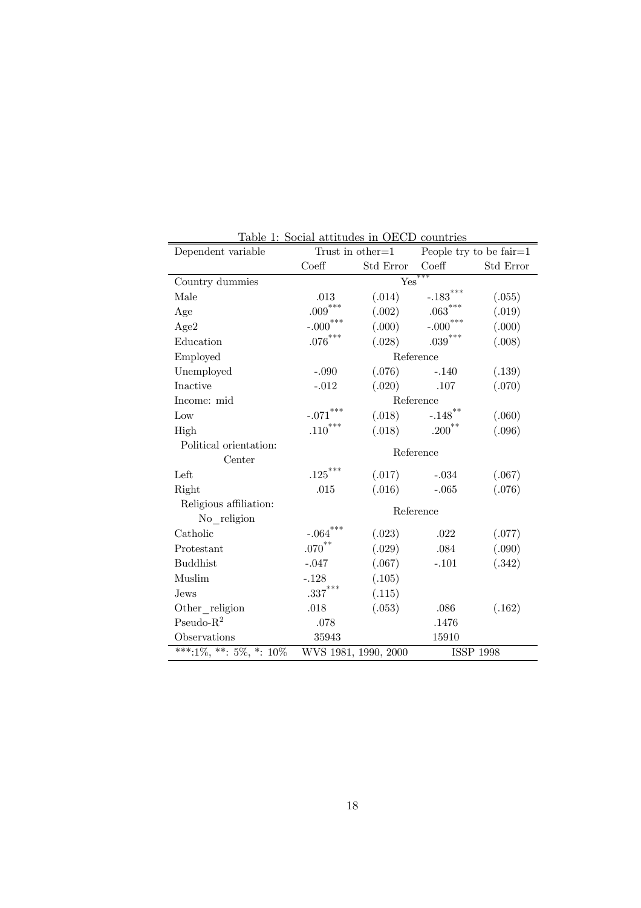Table 1: Social attitudes in OECD countries

| Dependent variable | Trust in other=1 | | People try to be fair=1 | |
|---|---|---|---|---|
| | Coeff | Std Error | Coeff | Std Error |
| Country dummies | | Yes*** | | |
| Male | .013 | (.014) | -.183*** | (.055) |
| Age | .009*** | (.002) | .063*** | (.019) |
| Age2 | -.000*** | (.000) | -.000*** | (.000) |
| Education | .076*** | (.028) | .039*** | (.008) |
| Employed | | Reference | | |
| Unemployed | -.090 | (.076) | -.140 | (.139) |
| Inactive | -.012 | (.020) | .107 | (.070) |
| Income: mid | | Reference | | |
| Low | -.071*** | (.018) | -.148** | (.060) |
| High | .110*** | (.018) | .200** | (.096) |
| Political orientation: Center | | Reference | | |
| Left | .125*** | (.017) | -.034 | (.067) |
| Right | .015 | (.016) | -.065 | (.076) |
| Religious affiliation: No_religion | | Reference | | |
| Catholic | -.064*** | (.023) | .022 | (.077) |
| Protestant | .070** | (.029) | .084 | (.090) |
| Buddhist | -.047 | (.067) | -.101 | (.342) |
| Muslim | -.128 | (.105) | | |
| Jews | .337*** | (.115) | | |
| Other_religion | .018 | (.053) | .086 | (.162) |
| Pseudo-$R^2$ | .078 | | .1476 | |
| Observations | 35943 | | 15910 | |
| ***:1%, **: 5%, *: 10% | WVS 1981, 1990, 2000 | | ISSP 1998 | |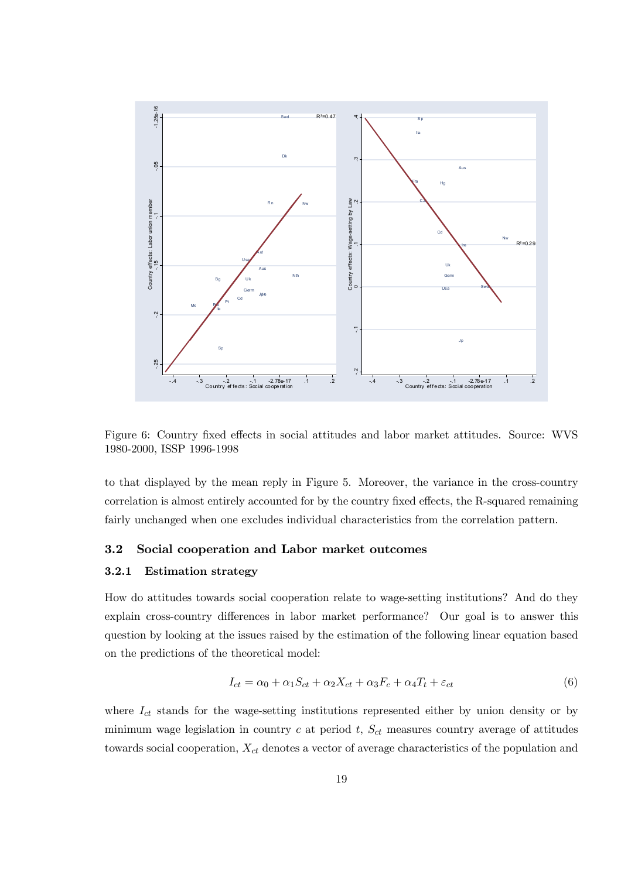Figure 6: Country fixed effects in social attitudes and labor market attitudes. Source: WVS 1980-2000, ISSP 1996-1998

to that displayed by the mean reply in Figure 5. Moreover, the variance in the cross-country correlation is almost entirely accounted for by the country fixed effects, the R-squared remaining fairly unchanged when one excludes individual characteristics from the correlation pattern.

### 3.2 Social cooperation and Labor market outcomes

#### 3.2.1 Estimation strategy

How do attitudes towards social cooperation relate to wage-setting institutions? And do they explain cross-country differences in labor market performance? Our goal is to answer this question by looking at the issues raised by the estimation of the following linear equation based on the predictions of the theoretical model:

$$I_{ct} = \alpha_0 + \alpha_1 S_{ct} + \alpha_2 X_{ct} + \alpha_3 F_c + \alpha_4 T_t + \varepsilon_{ct} \tag{6}$$

where $I_{ct}$ stands for the wage-setting institutions represented either by union density or by minimum wage legislation in country $c$ at period $t$, $S_{ct}$ measures country average of attitudes towards social cooperation, $X_{ct}$ denotes a vector of average characteristics of the population and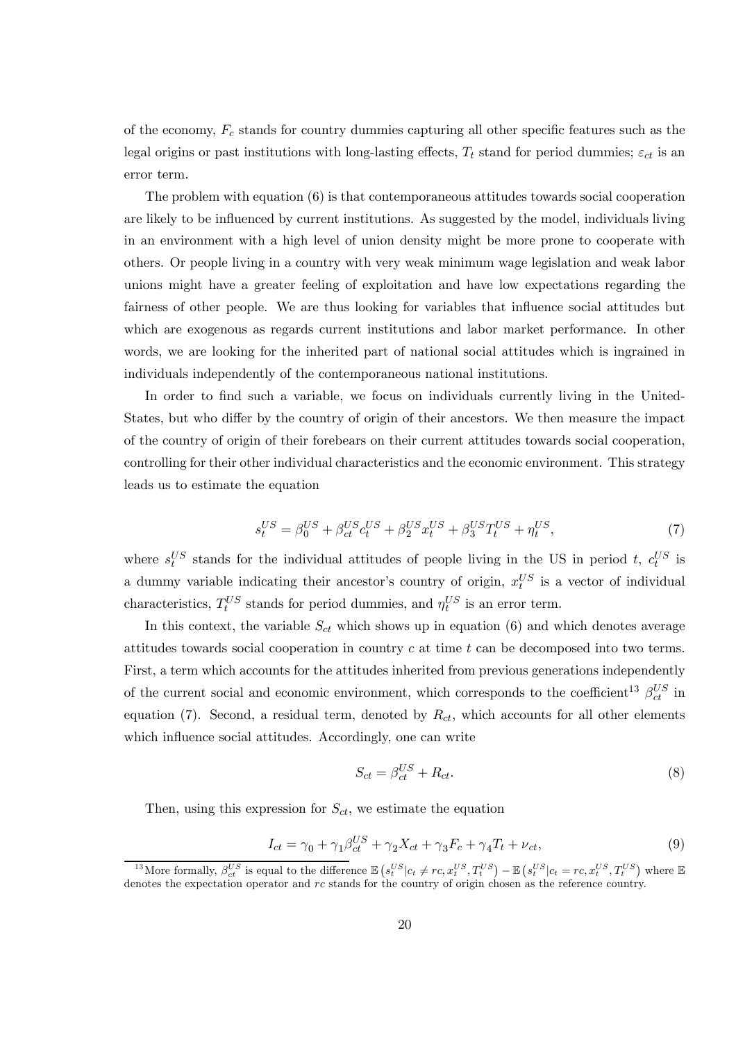of the economy, $F_c$ stands for country dummies capturing all other specific features such as the legal origins or past institutions with long-lasting effects, $T_t$ stand for period dummies; $\varepsilon_{ct}$ is an error term.

The problem with equation (6) is that contemporaneous attitudes towards social cooperation are likely to be influenced by current institutions. As suggested by the model, individuals living in an environment with a high level of union density might be more prone to cooperate with others. Or people living in a country with very weak minimum wage legislation and weak labor unions might have a greater feeling of exploitation and have low expectations regarding the fairness of other people. We are thus looking for variables that influence social attitudes but which are exogenous as regards current institutions and labor market performance. In other words, we are looking for the inherited part of national social attitudes which is ingrained in individuals independently of the contemporaneous national institutions.

In order to find such a variable, we focus on individuals currently living in the United-States, but who differ by the country of origin of their ancestors. We then measure the impact of the country of origin of their forebears on their current attitudes towards social cooperation, controlling for their other individual characteristics and the economic environment. This strategy leads us to estimate the equation

$$s_t^{US} = \beta_0^{US} + \beta_{ct}^{US} c_t^{US} + \beta_2^{US} x_t^{US} + \beta_3^{US} T_t^{US} + \eta_t^{US}, \tag{7}$$

where $s_t^{US}$ stands for the individual attitudes of people living in the US in period $t$, $c_t^{US}$ is a dummy variable indicating their ancestor's country of origin, $x_t^{US}$ is a vector of individual characteristics, $T_t^{US}$ stands for period dummies, and $\eta_t^{US}$ is an error term.

In this context, the variable $S_{ct}$ which shows up in equation (6) and which denotes average attitudes towards social cooperation in country $c$ at time $t$ can be decomposed into two terms. First, a term which accounts for the attitudes inherited from previous generations independently of the current social and economic environment, which corresponds to the coefficient[13] $\beta_{ct}^{US}$ in equation (7). Second, a residual term, denoted by $R_{ct}$, which accounts for all other elements which influence social attitudes. Accordingly, one can write

$$S_{ct} = \beta_{ct}^{US} + R_{ct}. \tag{8}$$

Then, using this expression for $S_{ct}$, we estimate the equation

$$I_{ct} = \gamma_0 + \gamma_1 \beta_{ct}^{US} + \gamma_2 X_{ct} + \gamma_3 F_c + \gamma_4 T_t + \nu_{ct}, \tag{9}$$

[13] More formally, $\beta_{ct}^{US}$ is equal to the difference $\mathbb{E}\left(s_t^{US} | c_t \neq rc, x_t^{US}, T_t^{US}\right) - \mathbb{E}\left(s_t^{US} | c_t = rc, x_t^{US}, T_t^{US}\right)$ where $\mathbb{E}$ denotes the expectation operator and $rc$ stands for the country of origin chosen as the reference country.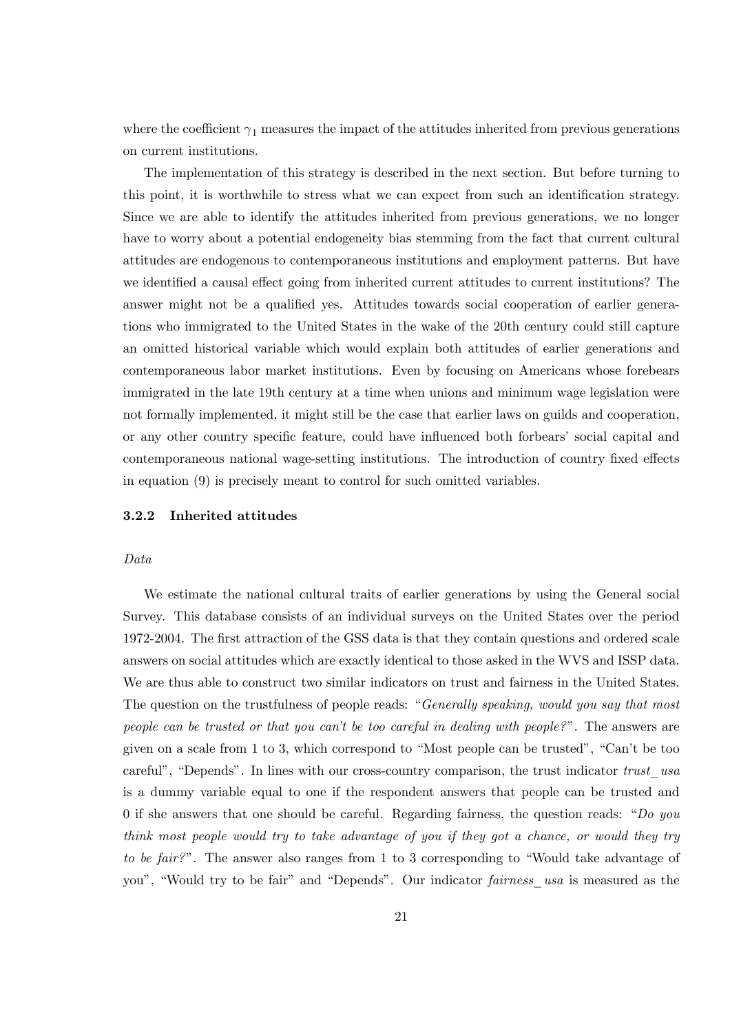where the coefficient $\gamma_1$ measures the impact of the attitudes inherited from previous generations on current institutions.

The implementation of this strategy is described in the next section. But before turning to this point, it is worthwhile to stress what we can expect from such an identification strategy. Since we are able to identify the attitudes inherited from previous generations, we no longer have to worry about a potential endogeneity bias stemming from the fact that current cultural attitudes are endogenous to contemporaneous institutions and employment patterns. But have we identified a causal effect going from inherited current attitudes to current institutions? The answer might not be a qualified yes. Attitudes towards social cooperation of earlier generations who immigrated to the United States in the wake of the 20th century could still capture an omitted historical variable which would explain both attitudes of earlier generations and contemporaneous labor market institutions. Even by focusing on Americans whose forebears immigrated in the late 19th century at a time when unions and minimum wage legislation were not formally implemented, it might still be the case that earlier laws on guilds and cooperation, or any other country specific feature, could have influenced both forbears' social capital and contemporaneous national wage-setting institutions. The introduction of country fixed effects in equation (9) is precisely meant to control for such omitted variables.

### 3.2.2 Inherited attitudes

*Data*

We estimate the national cultural traits of earlier generations by using the General social Survey. This database consists of an individual surveys on the United States over the period 1972-2004. The first attraction of the GSS data is that they contain questions and ordered scale answers on social attitudes which are exactly identical to those asked in the WVS and ISSP data. We are thus able to construct two similar indicators on trust and fairness in the United States. The question on the trustfulness of people reads: "*Generally speaking, would you say that most people can be trusted or that you can't be too careful in dealing with people?*". The answers are given on a scale from 1 to 3, which correspond to "Most people can be trusted", "Can't be too careful", "Depends". In lines with our cross-country comparison, the trust indicator *trust_usa* is a dummy variable equal to one if the respondent answers that people can be trusted and 0 if she answers that one should be careful. Regarding fairness, the question reads: "*Do you think most people would try to take advantage of you if they got a chance, or would they try to be fair?*". The answer also ranges from 1 to 3 corresponding to "Would take advantage of you", "Would try to be fair" and "Depends". Our indicator *fairness_usa* is measured as the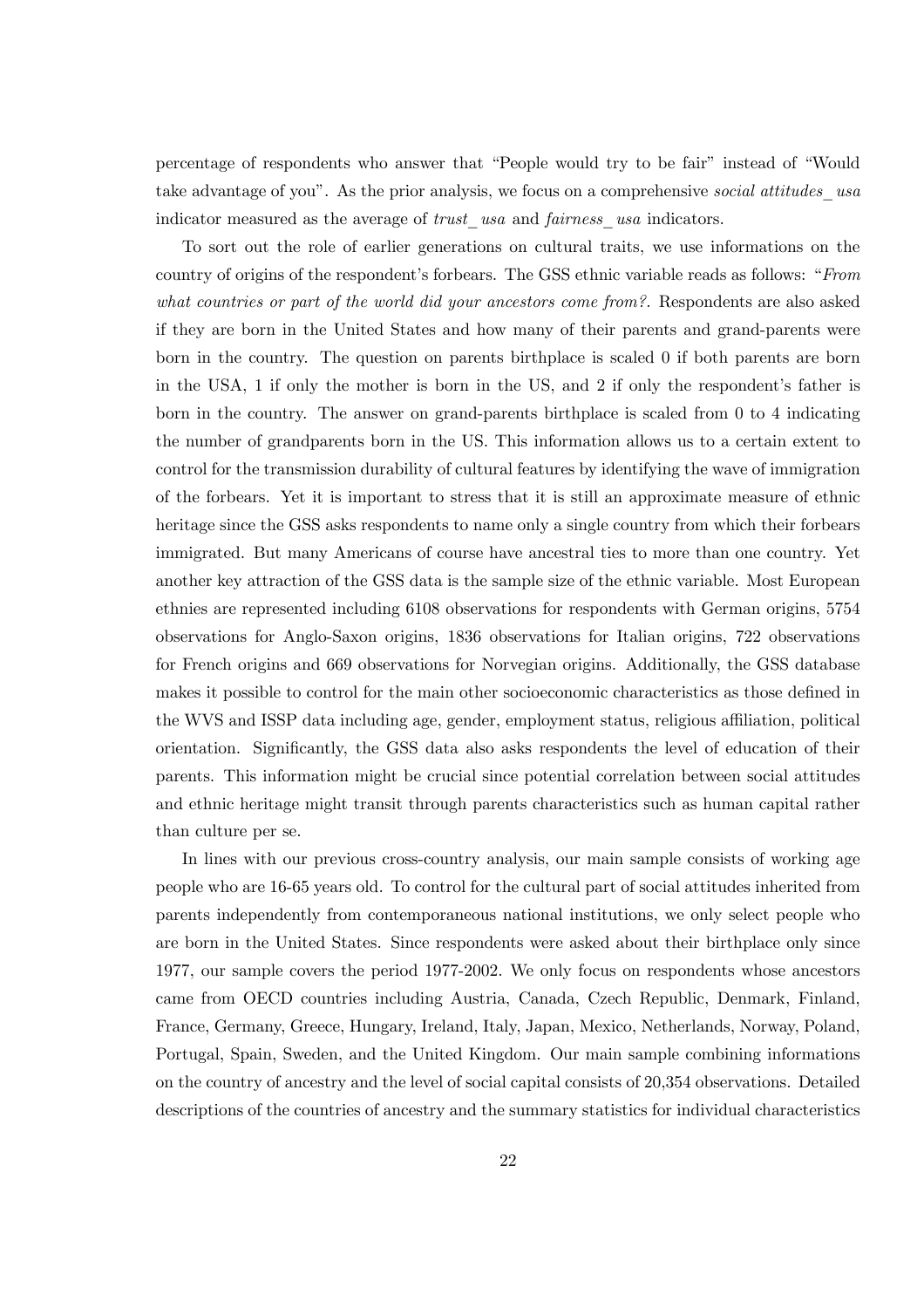percentage of respondents who answer that "People would try to be fair" instead of "Would take advantage of you". As the prior analysis, we focus on a comprehensive *social attitudes_ usa* indicator measured as the average of *trust_ usa* and *fairness_ usa* indicators.

To sort out the role of earlier generations on cultural traits, we use informations on the country of origins of the respondent's forbears. The GSS ethnic variable reads as follows: "*From what countries or part of the world did your ancestors come from?*. Respondents are also asked if they are born in the United States and how many of their parents and grand-parents were born in the country. The question on parents birthplace is scaled 0 if both parents are born in the USA, 1 if only the mother is born in the US, and 2 if only the respondent's father is born in the country. The answer on grand-parents birthplace is scaled from 0 to 4 indicating the number of grandparents born in the US. This information allows us to a certain extent to control for the transmission durability of cultural features by identifying the wave of immigration of the forbears. Yet it is important to stress that it is still an approximate measure of ethnic heritage since the GSS asks respondents to name only a single country from which their forbears immigrated. But many Americans of course have ancestral ties to more than one country. Yet another key attraction of the GSS data is the sample size of the ethnic variable. Most European ethnies are represented including 6108 observations for respondents with German origins, 5754 observations for Anglo-Saxon origins, 1836 observations for Italian origins, 722 observations for French origins and 669 observations for Norvegian origins. Additionally, the GSS database makes it possible to control for the main other socioeconomic characteristics as those defined in the WVS and ISSP data including age, gender, employment status, religious affiliation, political orientation. Significantly, the GSS data also asks respondents the level of education of their parents. This information might be crucial since potential correlation between social attitudes and ethnic heritage might transit through parents characteristics such as human capital rather than culture per se.

In lines with our previous cross-country analysis, our main sample consists of working age people who are 16-65 years old. To control for the cultural part of social attitudes inherited from parents independently from contemporaneous national institutions, we only select people who are born in the United States. Since respondents were asked about their birthplace only since 1977, our sample covers the period 1977-2002. We only focus on respondents whose ancestors came from OECD countries including Austria, Canada, Czech Republic, Denmark, Finland, France, Germany, Greece, Hungary, Ireland, Italy, Japan, Mexico, Netherlands, Norway, Poland, Portugal, Spain, Sweden, and the United Kingdom. Our main sample combining informations on the country of ancestry and the level of social capital consists of 20,354 observations. Detailed descriptions of the countries of ancestry and the summary statistics for individual characteristics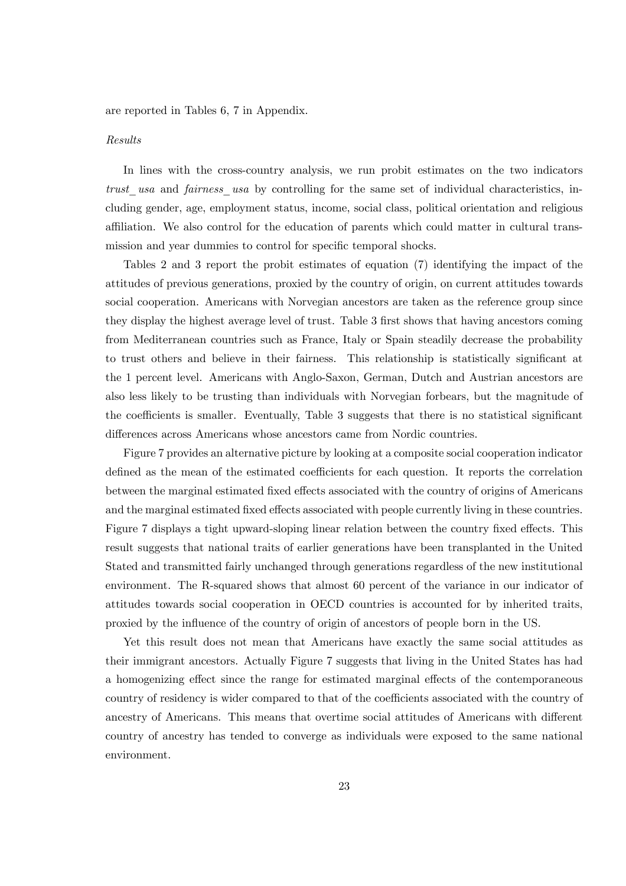are reported in Tables 6, 7 in Appendix.

*Results*

In lines with the cross-country analysis, we run probit estimates on the two indicators *trust_ usa* and *fairness_ usa* by controlling for the same set of individual characteristics, including gender, age, employment status, income, social class, political orientation and religious affiliation. We also control for the education of parents which could matter in cultural transmission and year dummies to control for specific temporal shocks.

Tables 2 and 3 report the probit estimates of equation (7) identifying the impact of the attitudes of previous generations, proxied by the country of origin, on current attitudes towards social cooperation. Americans with Norvegian ancestors are taken as the reference group since they display the highest average level of trust. Table 3 first shows that having ancestors coming from Mediterranean countries such as France, Italy or Spain steadily decrease the probability to trust others and believe in their fairness. This relationship is statistically significant at the 1 percent level. Americans with Anglo-Saxon, German, Dutch and Austrian ancestors are also less likely to be trusting than individuals with Norvegian forbears, but the magnitude of the coefficients is smaller. Eventually, Table 3 suggests that there is no statistical significant differences across Americans whose ancestors came from Nordic countries.

Figure 7 provides an alternative picture by looking at a composite social cooperation indicator defined as the mean of the estimated coefficients for each question. It reports the correlation between the marginal estimated fixed effects associated with the country of origins of Americans and the marginal estimated fixed effects associated with people currently living in these countries. Figure 7 displays a tight upward-sloping linear relation between the country fixed effects. This result suggests that national traits of earlier generations have been transplanted in the United Stated and transmitted fairly unchanged through generations regardless of the new institutional environment. The R-squared shows that almost 60 percent of the variance in our indicator of attitudes towards social cooperation in OECD countries is accounted for by inherited traits, proxied by the influence of the country of origin of ancestors of people born in the US.

Yet this result does not mean that Americans have exactly the same social attitudes as their immigrant ancestors. Actually Figure 7 suggests that living in the United States has had a homogenizing effect since the range for estimated marginal effects of the contemporaneous country of residency is wider compared to that of the coefficients associated with the country of ancestry of Americans. This means that overtime social attitudes of Americans with different country of ancestry has tended to converge as individuals were exposed to the same national environment.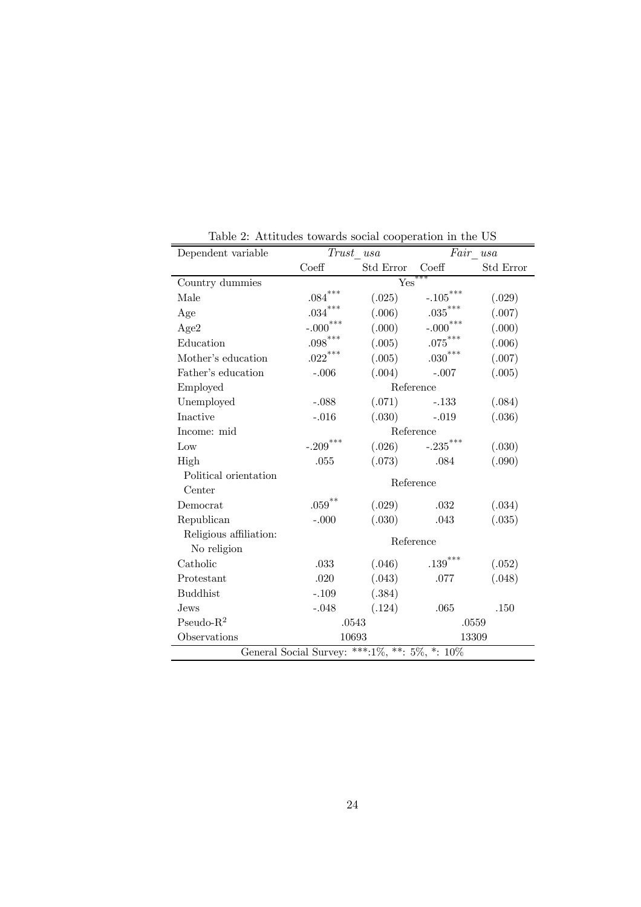Table 2: Attitudes towards social cooperation in the US

| Dependent variable | *Trust_usa* | | *Fair_usa* | |
|---|---|---|---|---|
| | Coeff | Std Error | Coeff | Std Error |
| Country dummies | | Yes*** | | |
| Male | .084*** | (.025) | -.105*** | (.029) |
| Age | .034*** | (.006) | .035*** | (.007) |
| Age2 | -.000*** | (.000) | -.000*** | (.000) |
| Education | .098*** | (.005) | .075*** | (.006) |
| Mother's education | .022*** | (.005) | .030*** | (.007) |
| Father's education | -.006 | (.004) | -.007 | (.005) |
| Employed | | Reference | | |
| Unemployed | -.088 | (.071) | -.133 | (.084) |
| Inactive | -.016 | (.030) | -.019 | (.036) |
| Income: mid | | Reference | | |
| Low | -.209*** | (.026) | -.235*** | (.030) |
| High | .055 | (.073) | .084 | (.090) |
| Political orientation Center | | Reference | | |
| Democrat | .059** | (.029) | .032 | (.034) |
| Republican | -.000 | (.030) | .043 | (.035) |
| Religious affiliation: No religion | | Reference | | |
| Catholic | .033 | (.046) | .139*** | (.052) |
| Protestant | .020 | (.043) | .077 | (.048) |
| Buddhist | -.109 | (.384) | | |
| Jews | -.048 | (.124) | .065 | .150 |
| Pseudo-$R^2$ | .0543 | | .0559 | |
| Observations | 10693 | | 13309 | |

General Social Survey: ***:1%, **: 5%, *: 10%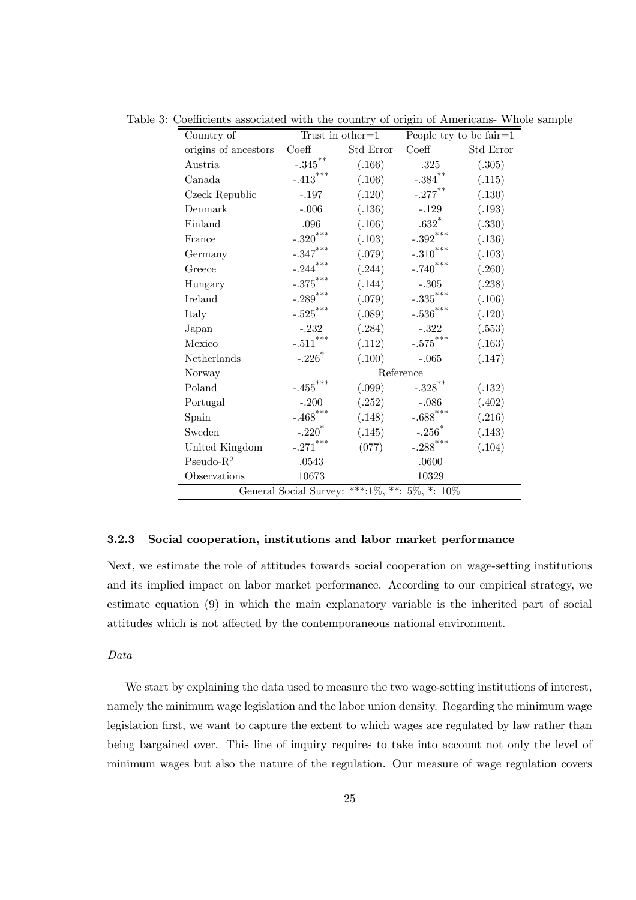Table 3: Coefficients associated with the country of origin of Americans- Whole sample

| Country of origins of ancestors | Trust in other=1 Coeff | Std Error | People try to be fair=1 Coeff | Std Error |
|---|---|---|---|---|
| Austria | -.345** | (.166) | .325 | (.305) |
| Canada | -.413*** | (.106) | -.384** | (.115) |
| Czeck Republic | -.197 | (.120) | -.277** | (.130) |
| Denmark | -.006 | (.136) | -.129 | (.193) |
| Finland | .096 | (.106) | .632* | (.330) |
| France | -.320*** | (.103) | -.392*** | (.136) |
| Germany | -.347*** | (.079) | -.310*** | (.103) |
| Greece | -.244*** | (.244) | -.740*** | (.260) |
| Hungary | -.375*** | (.144) | -.305 | (.238) |
| Ireland | -.289*** | (.079) | -.335*** | (.106) |
| Italy | -.525*** | (.089) | -.536*** | (.120) |
| Japan | -.232 | (.284) | -.322 | (.553) |
| Mexico | -.511*** | (.112) | -.575*** | (.163) |
| Netherlands | -.226* | (.100) | -.065 | (.147) |
| Norway | Reference | | | |
| Poland | -.455*** | (.099) | -.328** | (.132) |
| Portugal | -.200 | (.252) | -.086 | (.402) |
| Spain | -.468*** | (.148) | -.688*** | (.216) |
| Sweden | -.220* | (.145) | -.256* | (.143) |
| United Kingdom | -.271*** | (077) | -.288*** | (.104) |
| Pseudo-$R^2$ | .0543 | | .0600 | |
| Observations | 10673 | | 10329 | |

General Social Survey: ***:1%, **: 5%, *: 10%

### 3.2.3 Social cooperation, institutions and labor market performance

Next, we estimate the role of attitudes towards social cooperation on wage-setting institutions and its implied impact on labor market performance. According to our empirical strategy, we estimate equation (9) in which the main explanatory variable is the inherited part of social attitudes which is not affected by the contemporaneous national environment.

*Data*

We start by explaining the data used to measure the two wage-setting institutions of interest, namely the minimum wage legislation and the labor union density. Regarding the minimum wage legislation first, we want to capture the extent to which wages are regulated by law rather than being bargained over. This line of inquiry requires to take into account not only the level of minimum wages but also the nature of the regulation. Our measure of wage regulation covers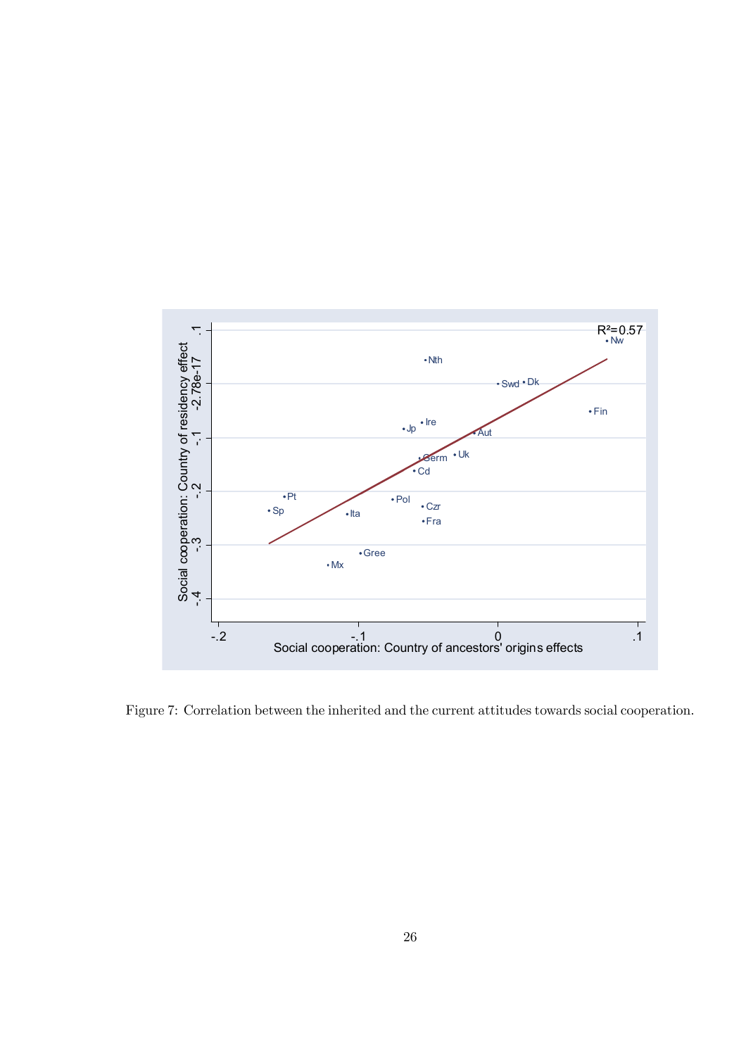Figure 7: Correlation between the inherited and the current attitudes towards social cooperation.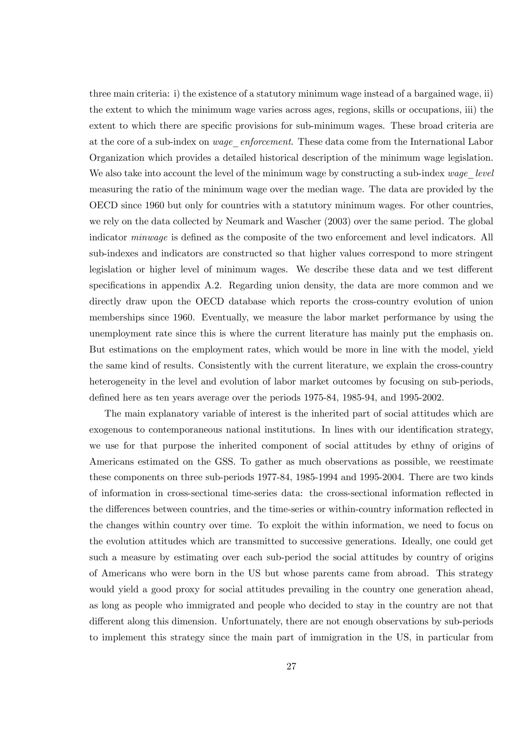three main criteria: i) the existence of a statutory minimum wage instead of a bargained wage, ii) the extent to which the minimum wage varies across ages, regions, skills or occupations, iii) the extent to which there are specific provisions for sub-minimum wages. These broad criteria are at the core of a sub-index on *wage_enforcement*. These data come from the International Labor Organization which provides a detailed historical description of the minimum wage legislation. We also take into account the level of the minimum wage by constructing a sub-index *wage_level* measuring the ratio of the minimum wage over the median wage. The data are provided by the OECD since 1960 but only for countries with a statutory minimum wages. For other countries, we rely on the data collected by Neumark and Wascher (2003) over the same period. The global indicator *minwage* is defined as the composite of the two enforcement and level indicators. All sub-indexes and indicators are constructed so that higher values correspond to more stringent legislation or higher level of minimum wages. We describe these data and we test different specifications in appendix A.2. Regarding union density, the data are more common and we directly draw upon the OECD database which reports the cross-country evolution of union memberships since 1960. Eventually, we measure the labor market performance by using the unemployment rate since this is where the current literature has mainly put the emphasis on. But estimations on the employment rates, which would be more in line with the model, yield the same kind of results. Consistently with the current literature, we explain the cross-country heterogeneity in the level and evolution of labor market outcomes by focusing on sub-periods, defined here as ten years average over the periods 1975-84, 1985-94, and 1995-2002.

The main explanatory variable of interest is the inherited part of social attitudes which are exogenous to contemporaneous national institutions. In lines with our identification strategy, we use for that purpose the inherited component of social attitudes by ethny of origins of Americans estimated on the GSS. To gather as much observations as possible, we reestimate these components on three sub-periods 1977-84, 1985-1994 and 1995-2004. There are two kinds of information in cross-sectional time-series data: the cross-sectional information reflected in the differences between countries, and the time-series or within-country information reflected in the changes within country over time. To exploit the within information, we need to focus on the evolution attitudes which are transmitted to successive generations. Ideally, one could get such a measure by estimating over each sub-period the social attitudes by country of origins of Americans who were born in the US but whose parents came from abroad. This strategy would yield a good proxy for social attitudes prevailing in the country one generation ahead, as long as people who immigrated and people who decided to stay in the country are not that different along this dimension. Unfortunately, there are not enough observations by sub-periods to implement this strategy since the main part of immigration in the US, in particular from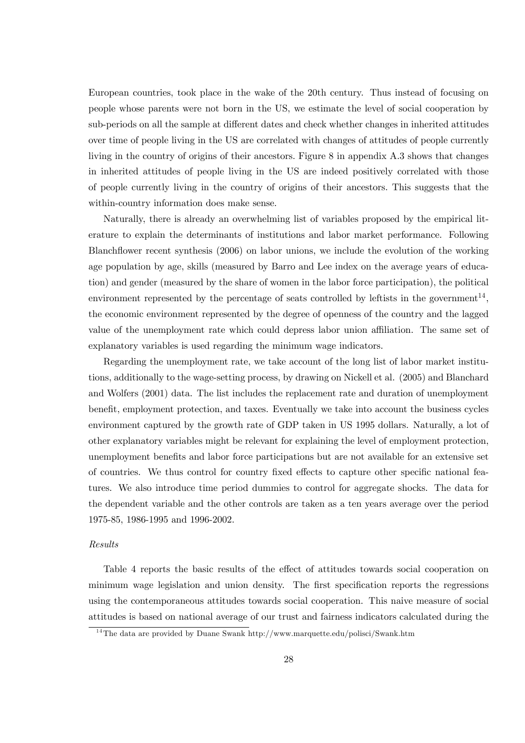European countries, took place in the wake of the 20th century. Thus instead of focusing on people whose parents were not born in the US, we estimate the level of social cooperation by sub-periods on all the sample at different dates and check whether changes in inherited attitudes over time of people living in the US are correlated with changes of attitudes of people currently living in the country of origins of their ancestors. Figure 8 in appendix A.3 shows that changes in inherited attitudes of people living in the US are indeed positively correlated with those of people currently living in the country of origins of their ancestors. This suggests that the within-country information does make sense.

Naturally, there is already an overwhelming list of variables proposed by the empirical literature to explain the determinants of institutions and labor market performance. Following Blanchflower recent synthesis (2006) on labor unions, we include the evolution of the working age population by age, skills (measured by Barro and Lee index on the average years of education) and gender (measured by the share of women in the labor force participation), the political environment represented by the percentage of seats controlled by leftists in the government[14], the economic environment represented by the degree of openness of the country and the lagged value of the unemployment rate which could depress labor union affiliation. The same set of explanatory variables is used regarding the minimum wage indicators.

Regarding the unemployment rate, we take account of the long list of labor market institutions, additionally to the wage-setting process, by drawing on Nickell et al. (2005) and Blanchard and Wolfers (2001) data. The list includes the replacement rate and duration of unemployment benefit, employment protection, and taxes. Eventually we take into account the business cycles environment captured by the growth rate of GDP taken in US 1995 dollars. Naturally, a lot of other explanatory variables might be relevant for explaining the level of employment protection, unemployment benefits and labor force participations but are not available for an extensive set of countries. We thus control for country fixed effects to capture other specific national features. We also introduce time period dummies to control for aggregate shocks. The data for the dependent variable and the other controls are taken as a ten years average over the period 1975-85, 1986-1995 and 1996-2002.

*Results*

Table 4 reports the basic results of the effect of attitudes towards social cooperation on minimum wage legislation and union density. The first specification reports the regressions using the contemporaneous attitudes towards social cooperation. This naive measure of social attitudes is based on national average of our trust and fairness indicators calculated during the

[14] The data are provided by Duane Swank http://www.marquette.edu/polisci/Swank.htm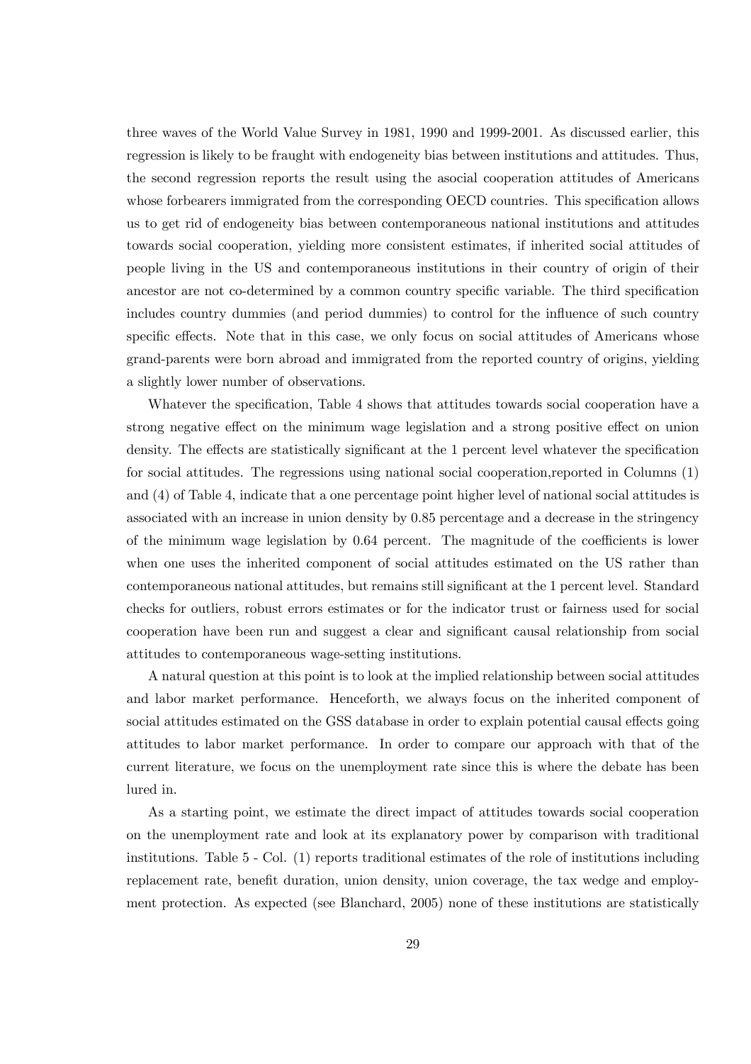three waves of the World Value Survey in 1981, 1990 and 1999-2001. As discussed earlier, this regression is likely to be fraught with endogeneity bias between institutions and attitudes. Thus, the second regression reports the result using the asocial cooperation attitudes of Americans whose forbearers immigrated from the corresponding OECD countries. This specification allows us to get rid of endogeneity bias between contemporaneous national institutions and attitudes towards social cooperation, yielding more consistent estimates, if inherited social attitudes of people living in the US and contemporaneous institutions in their country of origin of their ancestor are not co-determined by a common country specific variable. The third specification includes country dummies (and period dummies) to control for the influence of such country specific effects. Note that in this case, we only focus on social attitudes of Americans whose grand-parents were born abroad and immigrated from the reported country of origins, yielding a slightly lower number of observations.

Whatever the specification, Table 4 shows that attitudes towards social cooperation have a strong negative effect on the minimum wage legislation and a strong positive effect on union density. The effects are statistically significant at the 1 percent level whatever the specification for social attitudes. The regressions using national social cooperation,reported in Columns (1) and (4) of Table 4, indicate that a one percentage point higher level of national social attitudes is associated with an increase in union density by 0.85 percentage and a decrease in the stringency of the minimum wage legislation by 0.64 percent. The magnitude of the coefficients is lower when one uses the inherited component of social attitudes estimated on the US rather than contemporaneous national attitudes, but remains still significant at the 1 percent level. Standard checks for outliers, robust errors estimates or for the indicator trust or fairness used for social cooperation have been run and suggest a clear and significant causal relationship from social attitudes to contemporaneous wage-setting institutions.

A natural question at this point is to look at the implied relationship between social attitudes and labor market performance. Henceforth, we always focus on the inherited component of social attitudes estimated on the GSS database in order to explain potential causal effects going attitudes to labor market performance. In order to compare our approach with that of the current literature, we focus on the unemployment rate since this is where the debate has been lured in.

As a starting point, we estimate the direct impact of attitudes towards social cooperation on the unemployment rate and look at its explanatory power by comparison with traditional institutions. Table 5 - Col. (1) reports traditional estimates of the role of institutions including replacement rate, benefit duration, union density, union coverage, the tax wedge and employment protection. As expected (see Blanchard, 2005) none of these institutions are statistically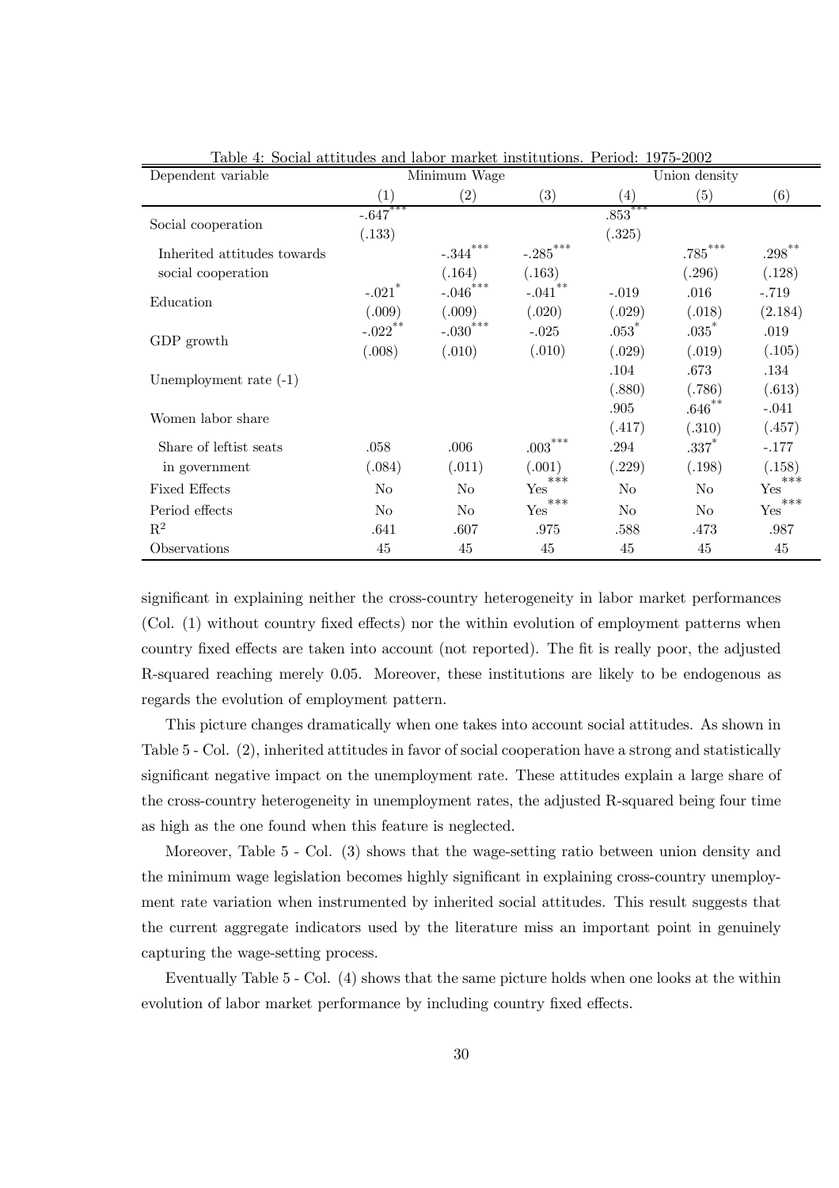Table 4: Social attitudes and labor market institutions. Period: 1975-2002

| Dependent variable | Minimum Wage | | | Union density | | |
|---|---|---|---|---|---|---|
| | (1) | (2) | (3) | (4) | (5) | (6) |
| Social cooperation | -.647*** | | | .853*** | | |
| | (.133) | | | (.325) | | |
| Inherited attitudes towards social cooperation | | -.344*** | -.285*** | | .785*** | .298** |
| | | (.164) | (.163) | | (.296) | (.128) |
| Education | -.021* | -.046*** | -.041** | -.019 | .016 | -.719 |
| | (.009) | (.009) | (.020) | (.029) | (.018) | (2.184) |
| GDP growth | -.022** | -.030*** | -.025 | .053* | .035* | .019 |
| | (.008) | (.010) | (.010) | (.029) | (.019) | (.105) |
| Unemployment rate (-1) | | | | .104 | .673 | .134 |
| | | | | (.880) | (.786) | (.613) |
| Women labor share | | | | .905 | .646** | -.041 |
| | | | | (.417) | (.310) | (.457) |
| Share of leftist seats in government | .058 | .006 | .003*** | .294 | .337* | -.177 |
| | (.084) | (.011) | (.001) | (.229) | (.198) | (.158) |
| Fixed Effects | No | No | Yes*** | No | No | Yes*** |
| Period effects | No | No | Yes*** | No | No | Yes*** |
| $R^2$ | .641 | .607 | .975 | .588 | .473 | .987 |
| Observations | 45 | 45 | 45 | 45 | 45 | 45 |

significant in explaining neither the cross-country heterogeneity in labor market performances (Col. (1) without country fixed effects) nor the within evolution of employment patterns when country fixed effects are taken into account (not reported). The fit is really poor, the adjusted R-squared reaching merely 0.05. Moreover, these institutions are likely to be endogenous as regards the evolution of employment pattern.

This picture changes dramatically when one takes into account social attitudes. As shown in Table 5 - Col. (2), inherited attitudes in favor of social cooperation have a strong and statistically significant negative impact on the unemployment rate. These attitudes explain a large share of the cross-country heterogeneity in unemployment rates, the adjusted R-squared being four time as high as the one found when this feature is neglected.

Moreover, Table 5 - Col. (3) shows that the wage-setting ratio between union density and the minimum wage legislation becomes highly significant in explaining cross-country unemployment rate variation when instrumented by inherited social attitudes. This result suggests that the current aggregate indicators used by the literature miss an important point in genuinely capturing the wage-setting process.

Eventually Table 5 - Col. (4) shows that the same picture holds when one looks at the within evolution of labor market performance by including country fixed effects.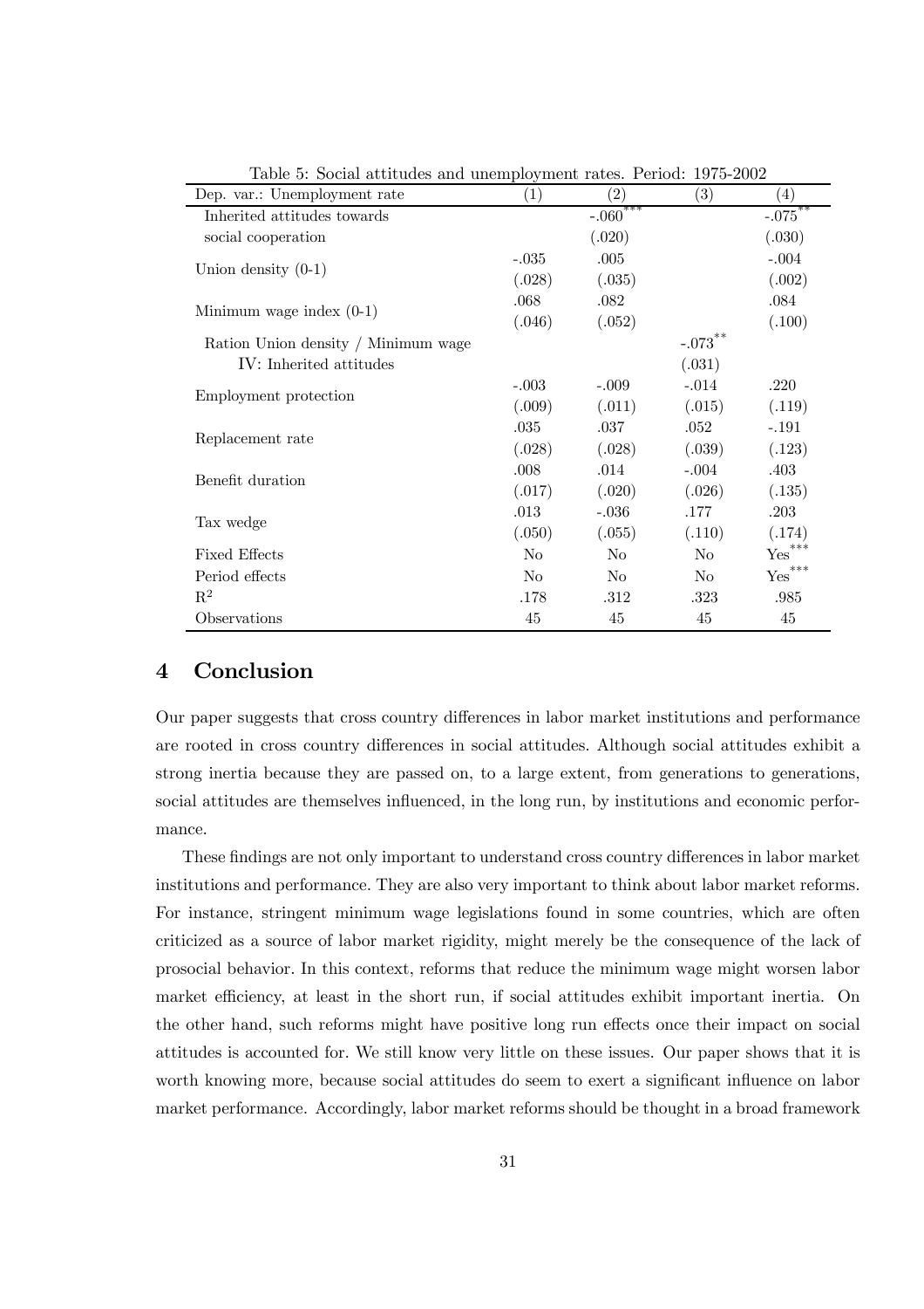Table 5: Social attitudes and unemployment rates. Period: 1975-2002

| Dep. var.: Unemployment rate | (1) | (2) | (3) | (4) |
|---|---|---|---|---|
| Inherited attitudes towards | | -.060*** | | -.075** |
| social cooperation | | (.020) | | (.030) |
| Union density (0-1) | -.035 | .005 | | -.004 |
| | (.028) | (.035) | | (.002) |
| Minimum wage index (0-1) | .068 | .082 | | .084 |
| | (.046) | (.052) | | (.100) |
| Ration Union density / Minimum wage | | | -.073** | |
| IV: Inherited attitudes | | | (.031) | |
| Employment protection | -.003 | -.009 | -.014 | .220 |
| | (.009) | (.011) | (.015) | (.119) |
| Replacement rate | .035 | .037 | .052 | -.191 |
| | (.028) | (.028) | (.039) | (.123) |
| Benefit duration | .008 | .014 | -.004 | .403 |
| | (.017) | (.020) | (.026) | (.135) |
| Tax wedge | .013 | -.036 | .177 | .203 |
| | (.050) | (.055) | (.110) | (.174) |
| Fixed Effects | No | No | No | Yes*** |
| Period effects | No | No | No | Yes*** |
| $R^2$ | .178 | .312 | .323 | .985 |
| Observations | 45 | 45 | 45 | 45 |

# 4 Conclusion

Our paper suggests that cross country differences in labor market institutions and performance are rooted in cross country differences in social attitudes. Although social attitudes exhibit a strong inertia because they are passed on, to a large extent, from generations to generations, social attitudes are themselves influenced, in the long run, by institutions and economic performance.

These findings are not only important to understand cross country differences in labor market institutions and performance. They are also very important to think about labor market reforms. For instance, stringent minimum wage legislations found in some countries, which are often criticized as a source of labor market rigidity, might merely be the consequence of the lack of prosocial behavior. In this context, reforms that reduce the minimum wage might worsen labor market efficiency, at least in the short run, if social attitudes exhibit important inertia. On the other hand, such reforms might have positive long run effects once their impact on social attitudes is accounted for. We still know very little on these issues. Our paper shows that it is worth knowing more, because social attitudes do seem to exert a significant influence on labor market performance. Accordingly, labor market reforms should be thought in a broad framework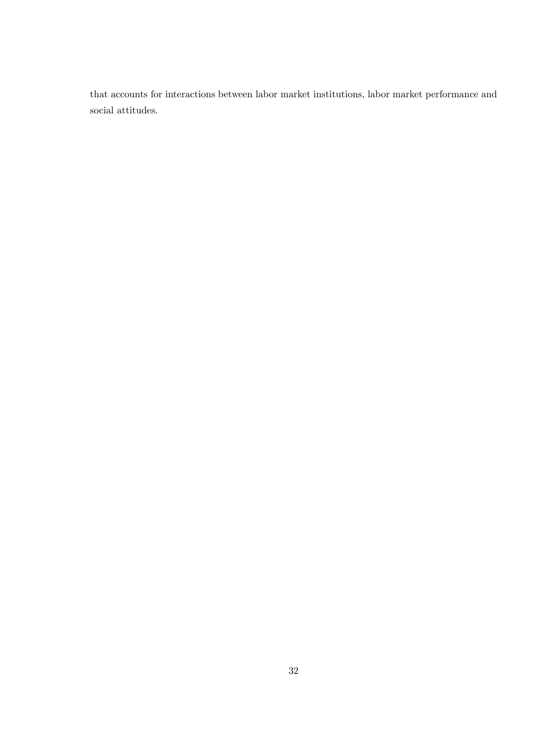that accounts for interactions between labor market institutions, labor market performance and social attitudes.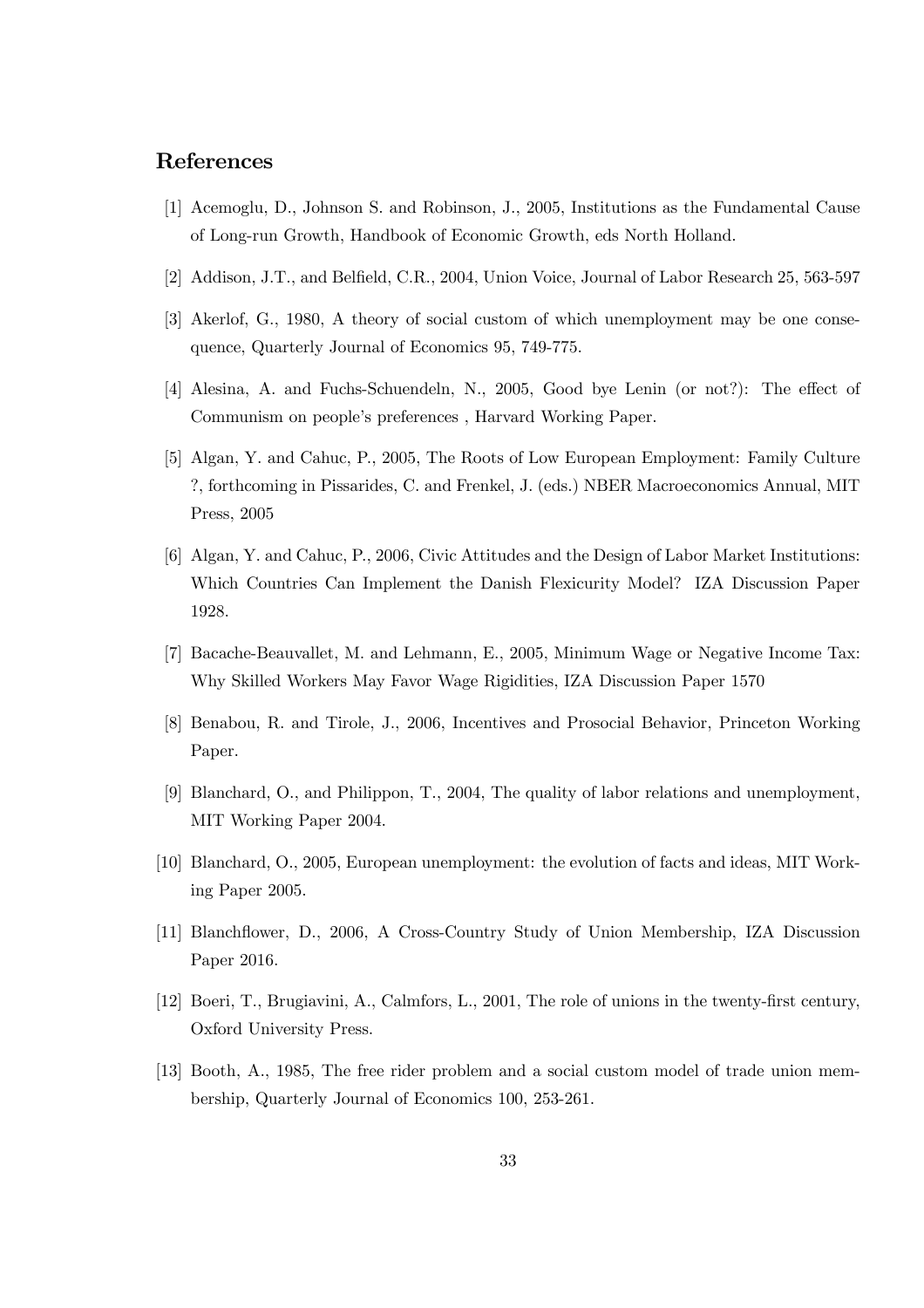## References

[1] Acemoglu, D., Johnson S. and Robinson, J., 2005, Institutions as the Fundamental Cause of Long-run Growth, Handbook of Economic Growth, eds North Holland.

[2] Addison, J.T., and Belfield, C.R., 2004, Union Voice, Journal of Labor Research 25, 563-597

[3] Akerlof, G., 1980, A theory of social custom of which unemployment may be one consequence, Quarterly Journal of Economics 95, 749-775.

[4] Alesina, A. and Fuchs-Schuendeln, N., 2005, Good bye Lenin (or not?): The effect of Communism on people's preferences , Harvard Working Paper.

[5] Algan, Y. and Cahuc, P., 2005, The Roots of Low European Employment: Family Culture ?, forthcoming in Pissarides, C. and Frenkel, J. (eds.) NBER Macroeconomics Annual, MIT Press, 2005

[6] Algan, Y. and Cahuc, P., 2006, Civic Attitudes and the Design of Labor Market Institutions: Which Countries Can Implement the Danish Flexicurity Model? IZA Discussion Paper 1928.

[7] Bacache-Beauvallet, M. and Lehmann, E., 2005, Minimum Wage or Negative Income Tax: Why Skilled Workers May Favor Wage Rigidities, IZA Discussion Paper 1570

[8] Benabou, R. and Tirole, J., 2006, Incentives and Prosocial Behavior, Princeton Working Paper.

[9] Blanchard, O., and Philippon, T., 2004, The quality of labor relations and unemployment, MIT Working Paper 2004.

[10] Blanchard, O., 2005, European unemployment: the evolution of facts and ideas, MIT Working Paper 2005.

[11] Blanchflower, D., 2006, A Cross-Country Study of Union Membership, IZA Discussion Paper 2016.

[12] Boeri, T., Brugiavini, A., Calmfors, L., 2001, The role of unions in the twenty-first century, Oxford University Press.

[13] Booth, A., 1985, The free rider problem and a social custom model of trade union membership, Quarterly Journal of Economics 100, 253-261.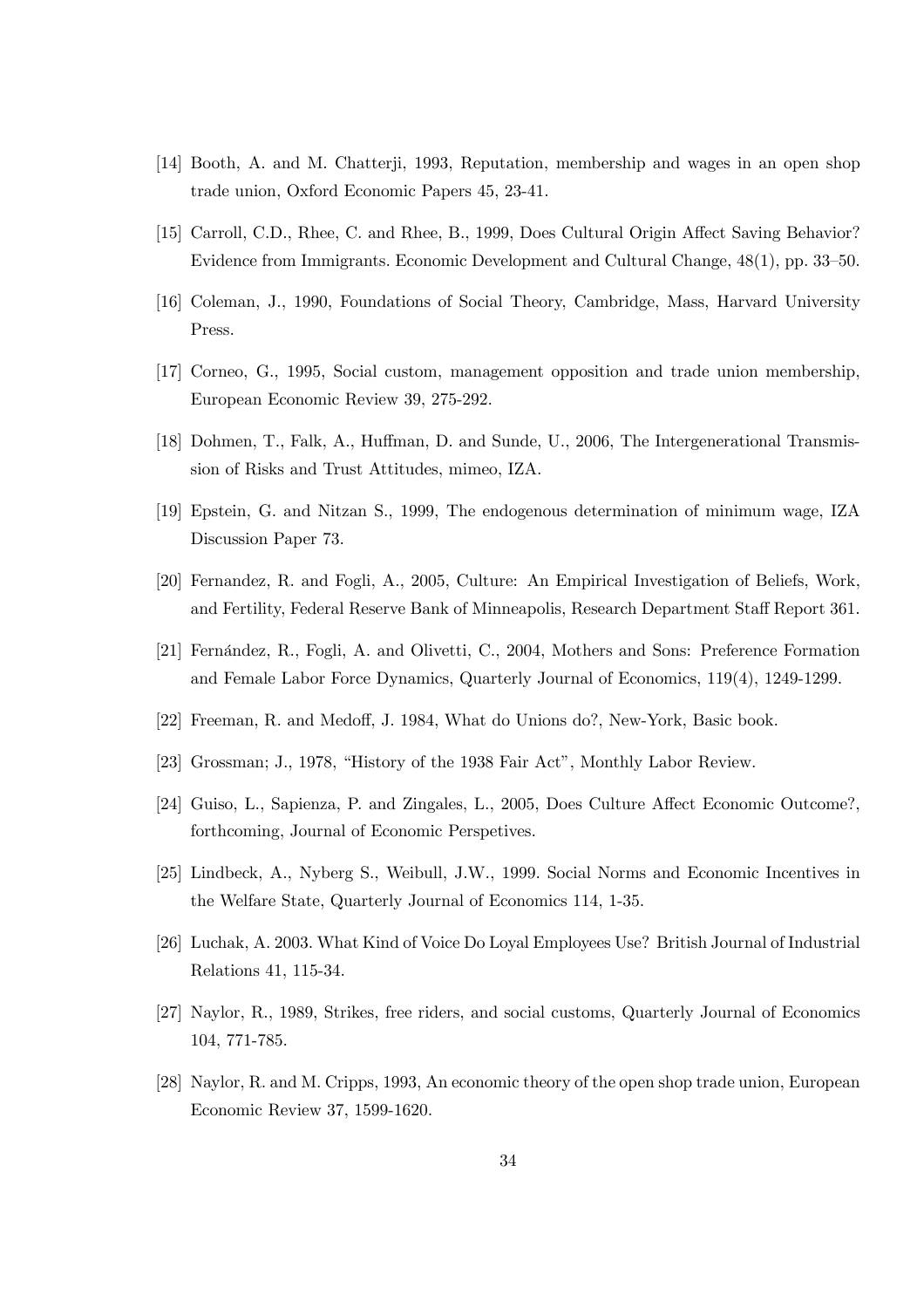[14] Booth, A. and M. Chatterji, 1993, Reputation, membership and wages in an open shop trade union, Oxford Economic Papers 45, 23-41.

[15] Carroll, C.D., Rhee, C. and Rhee, B., 1999, Does Cultural Origin Affect Saving Behavior? Evidence from Immigrants. Economic Development and Cultural Change, 48(1), pp. 33–50.

[16] Coleman, J., 1990, Foundations of Social Theory, Cambridge, Mass, Harvard University Press.

[17] Corneo, G., 1995, Social custom, management opposition and trade union membership, European Economic Review 39, 275-292.

[18] Dohmen, T., Falk, A., Huffman, D. and Sunde, U., 2006, The Intergenerational Transmission of Risks and Trust Attitudes, mimeo, IZA.

[19] Epstein, G. and Nitzan S., 1999, The endogenous determination of minimum wage, IZA Discussion Paper 73.

[20] Fernandez, R. and Fogli, A., 2005, Culture: An Empirical Investigation of Beliefs, Work, and Fertility, Federal Reserve Bank of Minneapolis, Research Department Staff Report 361.

[21] Fernández, R., Fogli, A. and Olivetti, C., 2004, Mothers and Sons: Preference Formation and Female Labor Force Dynamics, Quarterly Journal of Economics, 119(4), 1249-1299.

[22] Freeman, R. and Medoff, J. 1984, What do Unions do?, New-York, Basic book.

[23] Grossman; J., 1978, "History of the 1938 Fair Act", Monthly Labor Review.

[24] Guiso, L., Sapienza, P. and Zingales, L., 2005, Does Culture Affect Economic Outcome?, forthcoming, Journal of Economic Perspetives.

[25] Lindbeck, A., Nyberg S., Weibull, J.W., 1999. Social Norms and Economic Incentives in the Welfare State, Quarterly Journal of Economics 114, 1-35.

[26] Luchak, A. 2003. What Kind of Voice Do Loyal Employees Use? British Journal of Industrial Relations 41, 115-34.

[27] Naylor, R., 1989, Strikes, free riders, and social customs, Quarterly Journal of Economics 104, 771-785.

[28] Naylor, R. and M. Cripps, 1993, An economic theory of the open shop trade union, European Economic Review 37, 1599-1620.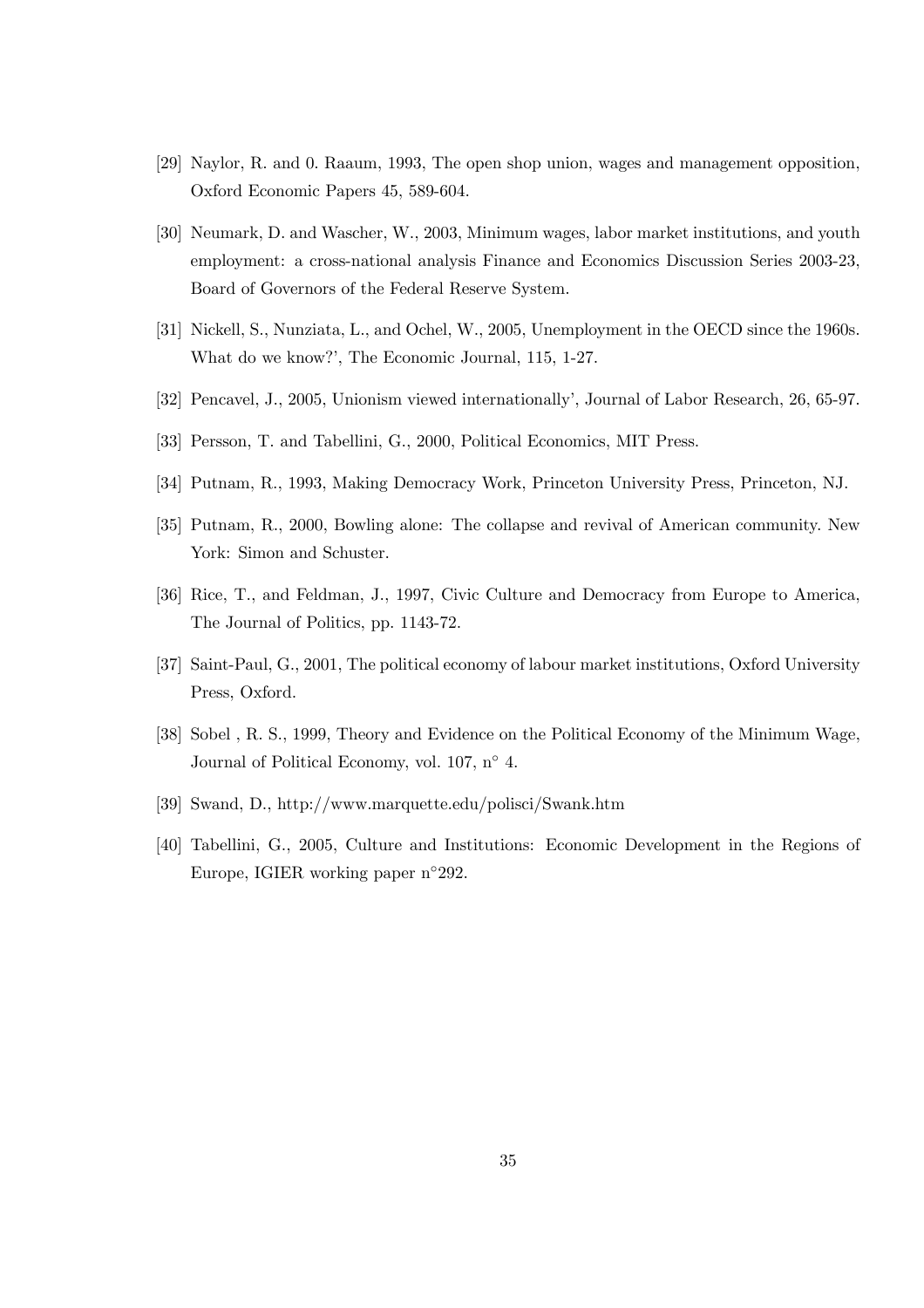[29] Naylor, R. and 0. Raaum, 1993, The open shop union, wages and management opposition, Oxford Economic Papers 45, 589-604.

[30] Neumark, D. and Wascher, W., 2003, Minimum wages, labor market institutions, and youth employment: a cross-national analysis Finance and Economics Discussion Series 2003-23, Board of Governors of the Federal Reserve System.

[31] Nickell, S., Nunziata, L., and Ochel, W., 2005, Unemployment in the OECD since the 1960s. What do we know?', The Economic Journal, 115, 1-27.

[32] Pencavel, J., 2005, Unionism viewed internationally', Journal of Labor Research, 26, 65-97.

[33] Persson, T. and Tabellini, G., 2000, Political Economics, MIT Press.

[34] Putnam, R., 1993, Making Democracy Work, Princeton University Press, Princeton, NJ.

[35] Putnam, R., 2000, Bowling alone: The collapse and revival of American community. New York: Simon and Schuster.

[36] Rice, T., and Feldman, J., 1997, Civic Culture and Democracy from Europe to America, The Journal of Politics, pp. 1143-72.

[37] Saint-Paul, G., 2001, The political economy of labour market institutions, Oxford University Press, Oxford.

[38] Sobel , R. S., 1999, Theory and Evidence on the Political Economy of the Minimum Wage, Journal of Political Economy, vol. 107, n° 4.

[39] Swand, D., http://www.marquette.edu/polisci/Swank.htm

[40] Tabellini, G., 2005, Culture and Institutions: Economic Development in the Regions of Europe, IGIER working paper n°292.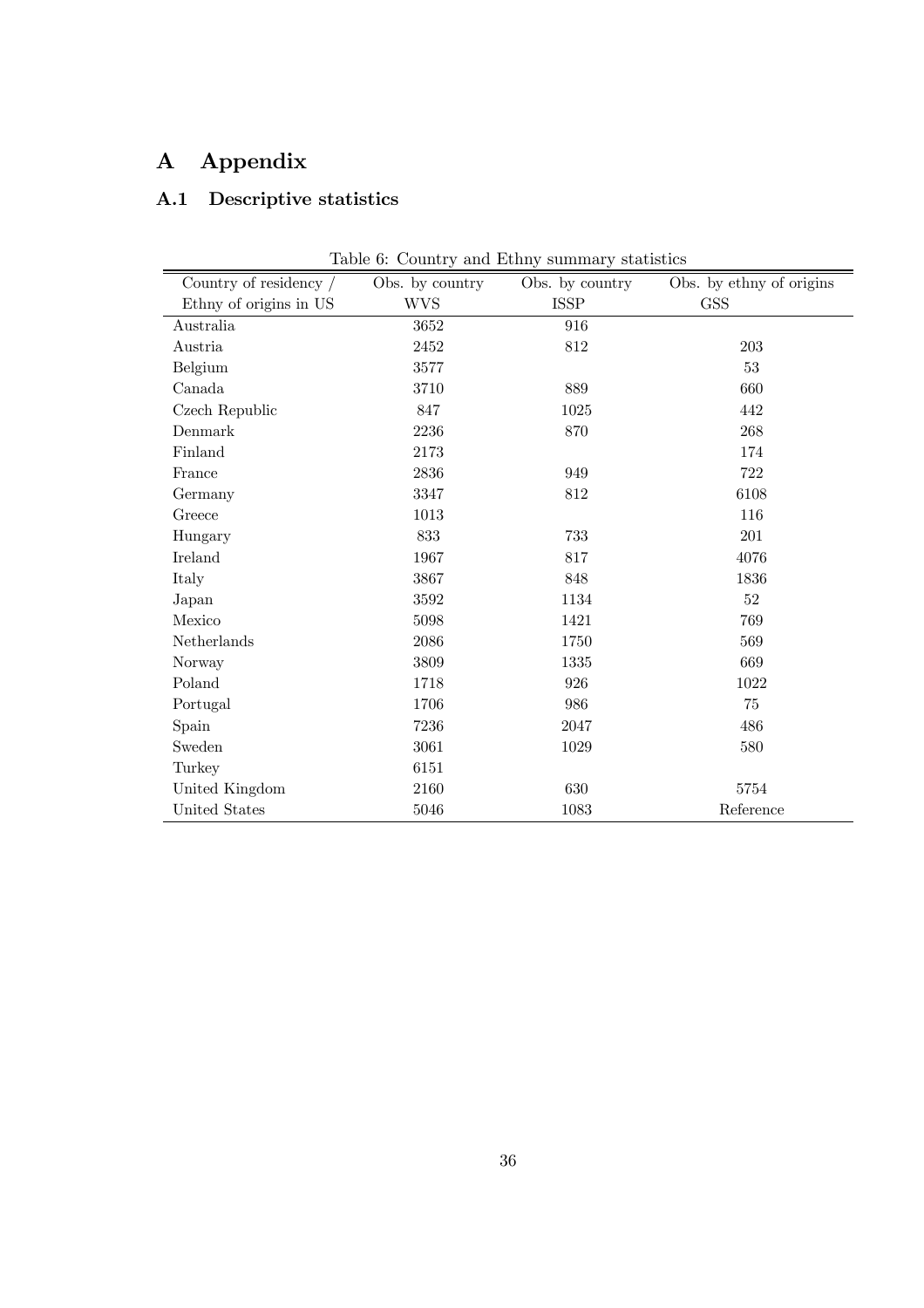# A Appendix

## A.1 Descriptive statistics

Table 6: Country and Ethny summary statistics

| Country of residency / Ethny of origins in US | Obs. by country WVS | Obs. by country ISSP | Obs. by ethny of origins GSS |
|---|---|---|---|
| Australia | 3652 | 916 | |
| Austria | 2452 | 812 | 203 |
| Belgium | 3577 | | 53 |
| Canada | 3710 | 889 | 660 |
| Czech Republic | 847 | 1025 | 442 |
| Denmark | 2236 | 870 | 268 |
| Finland | 2173 | | 174 |
| France | 2836 | 949 | 722 |
| Germany | 3347 | 812 | 6108 |
| Greece | 1013 | | 116 |
| Hungary | 833 | 733 | 201 |
| Ireland | 1967 | 817 | 4076 |
| Italy | 3867 | 848 | 1836 |
| Japan | 3592 | 1134 | 52 |
| Mexico | 5098 | 1421 | 769 |
| Netherlands | 2086 | 1750 | 569 |
| Norway | 3809 | 1335 | 669 |
| Poland | 1718 | 926 | 1022 |
| Portugal | 1706 | 986 | 75 |
| Spain | 7236 | 2047 | 486 |
| Sweden | 3061 | 1029 | 580 |
| Turkey | 6151 | | |
| United Kingdom | 2160 | 630 | 5754 |
| United States | 5046 | 1083 | Reference |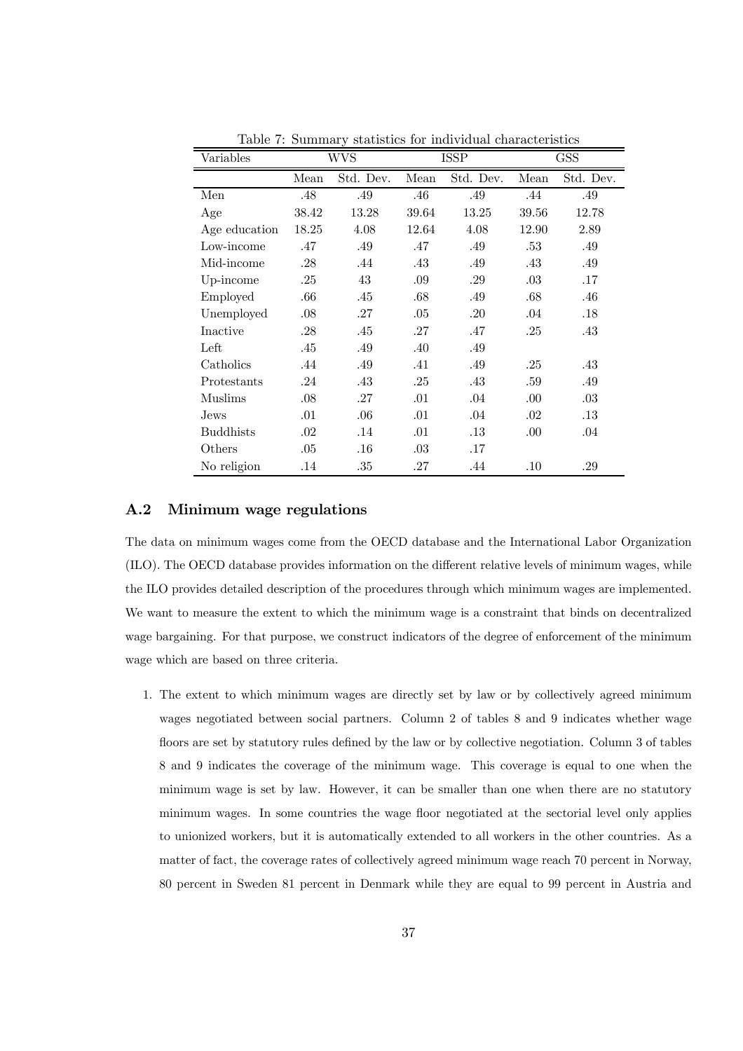Table 7: Summary statistics for individual characteristics

| Variables | WVS | | ISSP | | GSS | |
|---|---|---|---|---|---|---|
| | Mean | Std. Dev. | Mean | Std. Dev. | Mean | Std. Dev. |
| Men | .48 | .49 | .46 | .49 | .44 | .49 |
| Age | 38.42 | 13.28 | 39.64 | 13.25 | 39.56 | 12.78 |
| Age education | 18.25 | 4.08 | 12.64 | 4.08 | 12.90 | 2.89 |
| Low-income | .47 | .49 | .47 | .49 | .53 | .49 |
| Mid-income | .28 | .44 | .43 | .49 | .43 | .49 |
| Up-income | .25 | 43 | .09 | .29 | .03 | .17 |
| Employed | .66 | .45 | .68 | .49 | .68 | .46 |
| Unemployed | .08 | .27 | .05 | .20 | .04 | .18 |
| Inactive | .28 | .45 | .27 | .47 | .25 | .43 |
| Left | .45 | .49 | .40 | .49 | | |
| Catholics | .44 | .49 | .41 | .49 | .25 | .43 |
| Protestants | .24 | .43 | .25 | .43 | .59 | .49 |
| Muslims | .08 | .27 | .01 | .04 | .00 | .03 |
| Jews | .01 | .06 | .01 | .04 | .02 | .13 |
| Buddhists | .02 | .14 | .01 | .13 | .00 | .04 |
| Others | .05 | .16 | .03 | .17 | | |
| No religion | .14 | .35 | .27 | .44 | .10 | .29 |

## A.2 Minimum wage regulations

The data on minimum wages come from the OECD database and the International Labor Organization (ILO). The OECD database provides information on the different relative levels of minimum wages, while the ILO provides detailed description of the procedures through which minimum wages are implemented. We want to measure the extent to which the minimum wage is a constraint that binds on decentralized wage bargaining. For that purpose, we construct indicators of the degree of enforcement of the minimum wage which are based on three criteria.

1. The extent to which minimum wages are directly set by law or by collectively agreed minimum wages negotiated between social partners. Column 2 of tables 8 and 9 indicates whether wage floors are set by statutory rules defined by the law or by collective negotiation. Column 3 of tables 8 and 9 indicates the coverage of the minimum wage. This coverage is equal to one when the minimum wage is set by law. However, it can be smaller than one when there are no statutory minimum wages. In some countries the wage floor negotiated at the sectorial level only applies to unionized workers, but it is automatically extended to all workers in the other countries. As a matter of fact, the coverage rates of collectively agreed minimum wage reach 70 percent in Norway, 80 percent in Sweden 81 percent in Denmark while they are equal to 99 percent in Austria and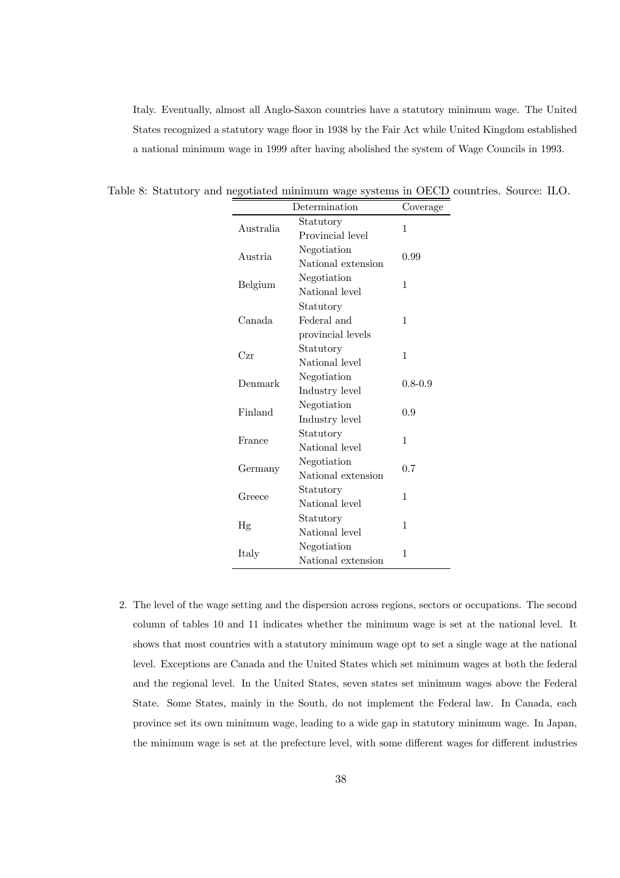Italy. Eventually, almost all Anglo-Saxon countries have a statutory minimum wage. The United States recognized a statutory wage floor in 1938 by the Fair Act while United Kingdom established a national minimum wage in 1999 after having abolished the system of Wage Councils in 1993.

Table 8: Statutory and negotiated minimum wage systems in OECD countries. Source: ILO.

| | Determination | Coverage |
|---|---|---|
| Australia | Statutory<br>Provincial level | 1 |
| Austria | Negotiation<br>National extension | 0.99 |
| Belgium | Negotiation<br>National level | 1 |
| Canada | Statutory<br>Federal and<br>provincial levels | 1 |
| Czr | Statutory<br>National level | 1 |
| Denmark | Negotiation<br>Industry level | 0.8-0.9 |
| Finland | Negotiation<br>Industry level | 0.9 |
| France | Statutory<br>National level | 1 |
| Germany | Negotiation<br>National extension | 0.7 |
| Greece | Statutory<br>National level | 1 |
| Hg | Statutory<br>National level | 1 |
| Italy | Negotiation<br>National extension | 1 |

2. The level of the wage setting and the dispersion across regions, sectors or occupations. The second column of tables 10 and 11 indicates whether the minimum wage is set at the national level. It shows that most countries with a statutory minimum wage opt to set a single wage at the national level. Exceptions are Canada and the United States which set minimum wages at both the federal and the regional level. In the United States, seven states set minimum wages above the Federal State. Some States, mainly in the South, do not implement the Federal law. In Canada, each province set its own minimum wage, leading to a wide gap in statutory minimum wage. In Japan, the minimum wage is set at the prefecture level, with some different wages for different industries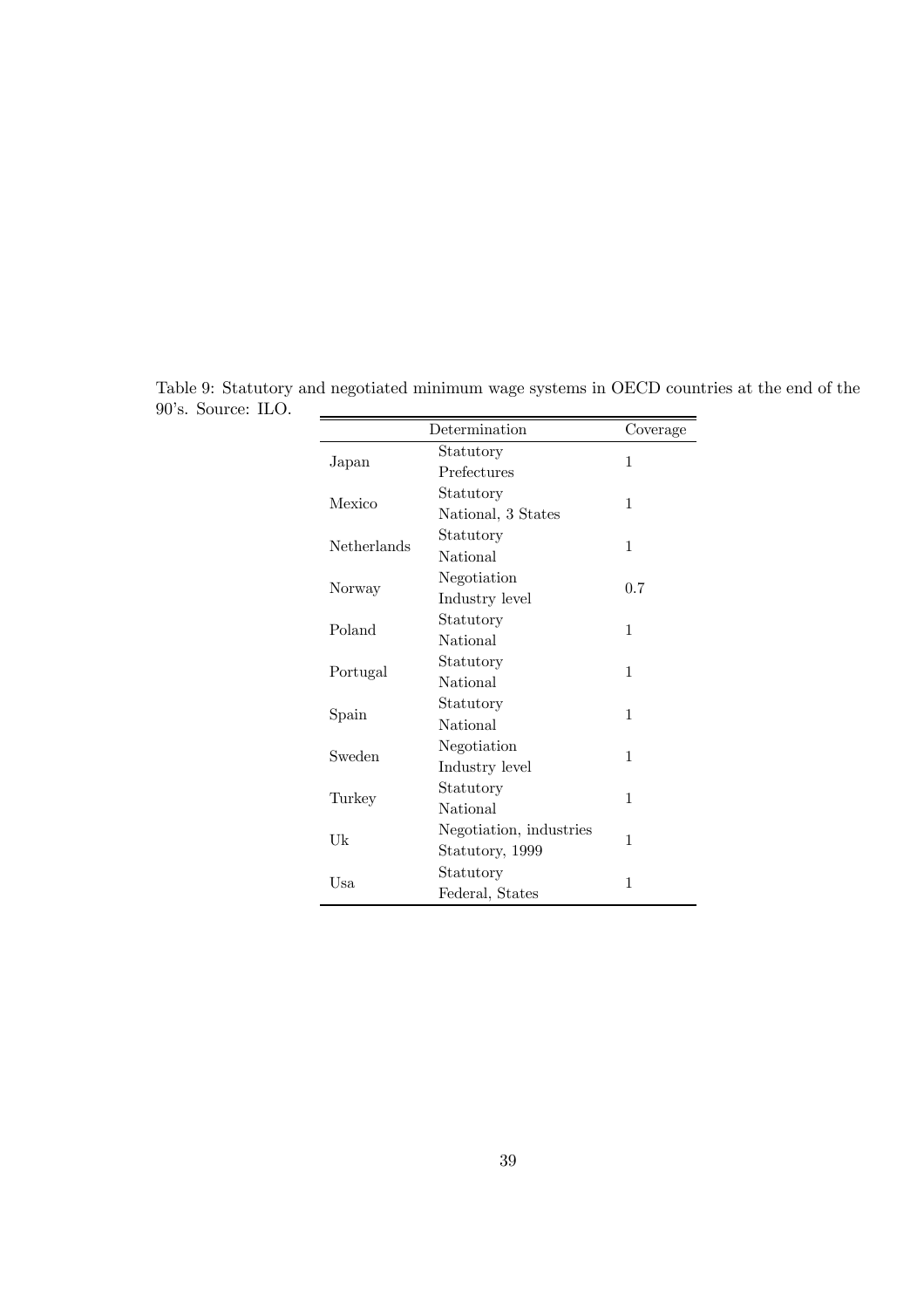Table 9: Statutory and negotiated minimum wage systems in OECD countries at the end of the 90's. Source: ILO.

| | Determination | Coverage |
|---|---|---|
| Japan | Statutory<br>Prefectures | 1 |
| Mexico | Statutory<br>National, 3 States | 1 |
| Netherlands | Statutory<br>National | 1 |
| Norway | Negotiation<br>Industry level | 0.7 |
| Poland | Statutory<br>National | 1 |
| Portugal | Statutory<br>National | 1 |
| Spain | Statutory<br>National | 1 |
| Sweden | Negotiation<br>Industry level | 1 |
| Turkey | Statutory<br>National | 1 |
| Uk | Negotiation, industries<br>Statutory, 1999 | 1 |
| Usa | Statutory<br>Federal, States | 1 |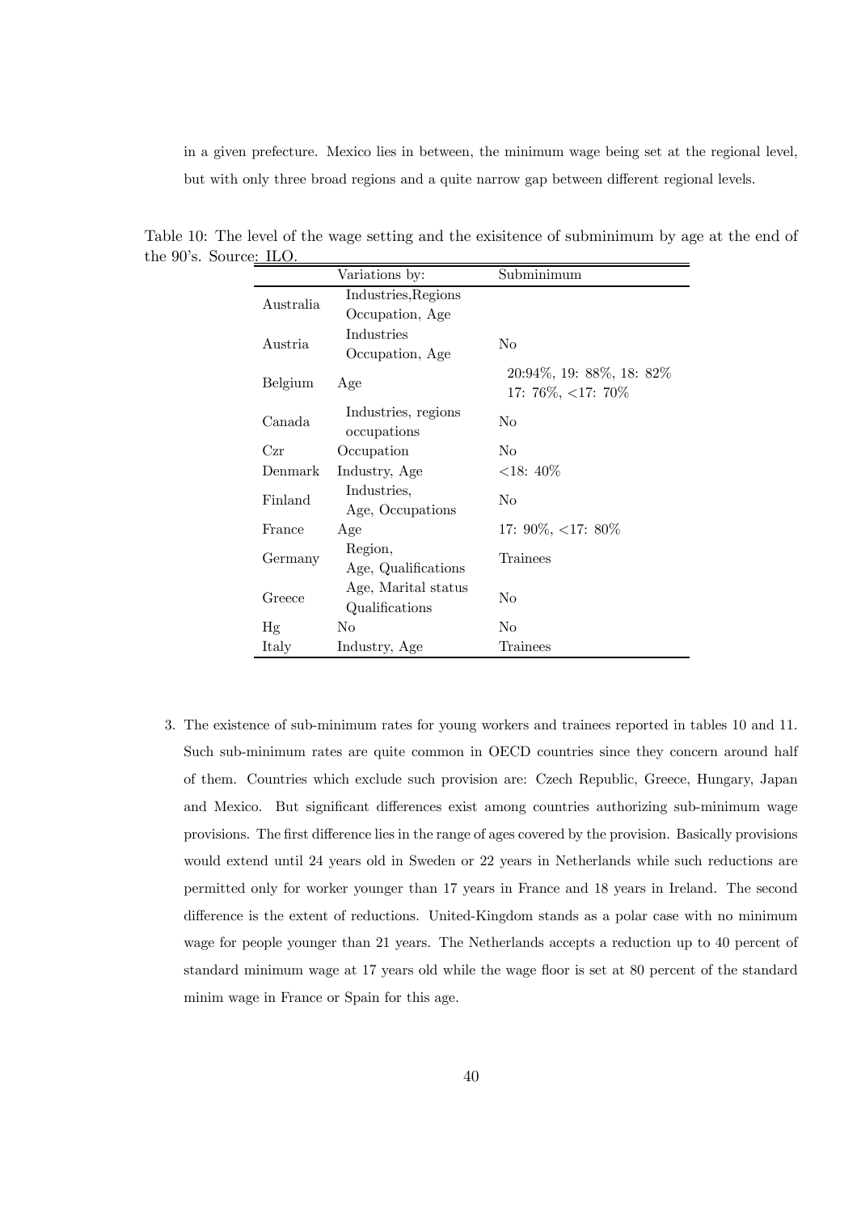in a given prefecture. Mexico lies in between, the minimum wage being set at the regional level, but with only three broad regions and a quite narrow gap between different regional levels.

Table 10: The level of the wage setting and the exisitence of subminimum by age at the end of the 90's. Source: ILO.

| | Variations by: | Subminimum |
|---|---|---|
| Australia | Industries,Regions Occupation, Age | |
| Austria | Industries Occupation, Age | No |
| Belgium | Age | 20:94%, 19: 88%, 18: 82% 17: 76%, <17: 70% |
| Canada | Industries, regions occupations | No |
| Czr | Occupation | No |
| Denmark | Industry, Age | <18: 40% |
| Finland | Industries, Age, Occupations | No |
| France | Age | 17: 90%, <17: 80% |
| Germany | Region, Age, Qualifications | Trainees |
| Greece | Age, Marital status Qualifications | No |
| Hg | No | No |
| Italy | Industry, Age | Trainees |

3. The existence of sub-minimum rates for young workers and trainees reported in tables 10 and 11. Such sub-minimum rates are quite common in OECD countries since they concern around half of them. Countries which exclude such provision are: Czech Republic, Greece, Hungary, Japan and Mexico. But significant differences exist among countries authorizing sub-minimum wage provisions. The first difference lies in the range of ages covered by the provision. Basically provisions would extend until 24 years old in Sweden or 22 years in Netherlands while such reductions are permitted only for worker younger than 17 years in France and 18 years in Ireland. The second difference is the extent of reductions. United-Kingdom stands as a polar case with no minimum wage for people younger than 21 years. The Netherlands accepts a reduction up to 40 percent of standard minimum wage at 17 years old while the wage floor is set at 80 percent of the standard minim wage in France or Spain for this age.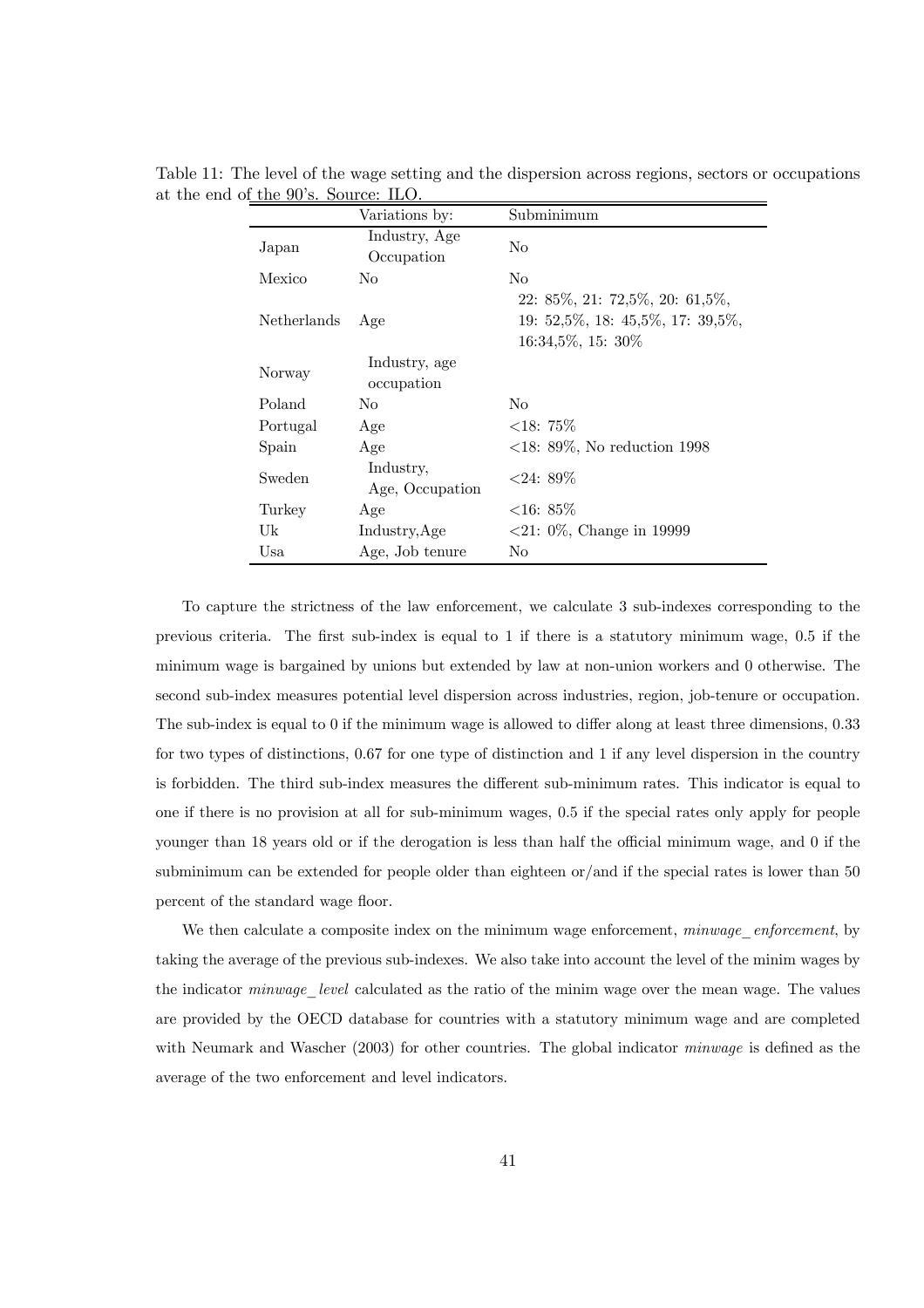Table 11: The level of the wage setting and the dispersion across regions, sectors or occupations at the end of the 90's. Source: ILO.

| | Variations by: | Subminimum |
|---|---|---|
| Japan | Industry, Age Occupation | No |
| Mexico | No | No |
| Netherlands | Age | 22: 85%, 21: 72,5%, 20: 61,5%, 19: 52,5%, 18: 45,5%, 17: 39,5%, 16:34,5%, 15: 30% |
| Norway | Industry, age occupation | |
| Poland | No | No |
| Portugal | Age | <18: 75% |
| Spain | Age | <18: 89%, No reduction 1998 |
| Sweden | Industry, Age, Occupation | <24: 89% |
| Turkey | Age | <16: 85% |
| Uk | Industry,Age | <21: 0%, Change in 19999 |
| Usa | Age, Job tenure | No |

To capture the strictness of the law enforcement, we calculate 3 sub-indexes corresponding to the previous criteria. The first sub-index is equal to 1 if there is a statutory minimum wage, 0.5 if the minimum wage is bargained by unions but extended by law at non-union workers and 0 otherwise. The second sub-index measures potential level dispersion across industries, region, job-tenure or occupation. The sub-index is equal to 0 if the minimum wage is allowed to differ along at least three dimensions, 0.33 for two types of distinctions, 0.67 for one type of distinction and 1 if any level dispersion in the country is forbidden. The third sub-index measures the different sub-minimum rates. This indicator is equal to one if there is no provision at all for sub-minimum wages, 0.5 if the special rates only apply for people younger than 18 years old or if the derogation is less than half the official minimum wage, and 0 if the subminimum can be extended for people older than eighteen or/and if the special rates is lower than 50 percent of the standard wage floor.

We then calculate a composite index on the minimum wage enforcement, *minwage_enforcement*, by taking the average of the previous sub-indexes. We also take into account the level of the minim wages by the indicator *minwage_level* calculated as the ratio of the minim wage over the mean wage. The values are provided by the OECD database for countries with a statutory minimum wage and are completed with Neumark and Wascher (2003) for other countries. The global indicator *minwage* is defined as the average of the two enforcement and level indicators.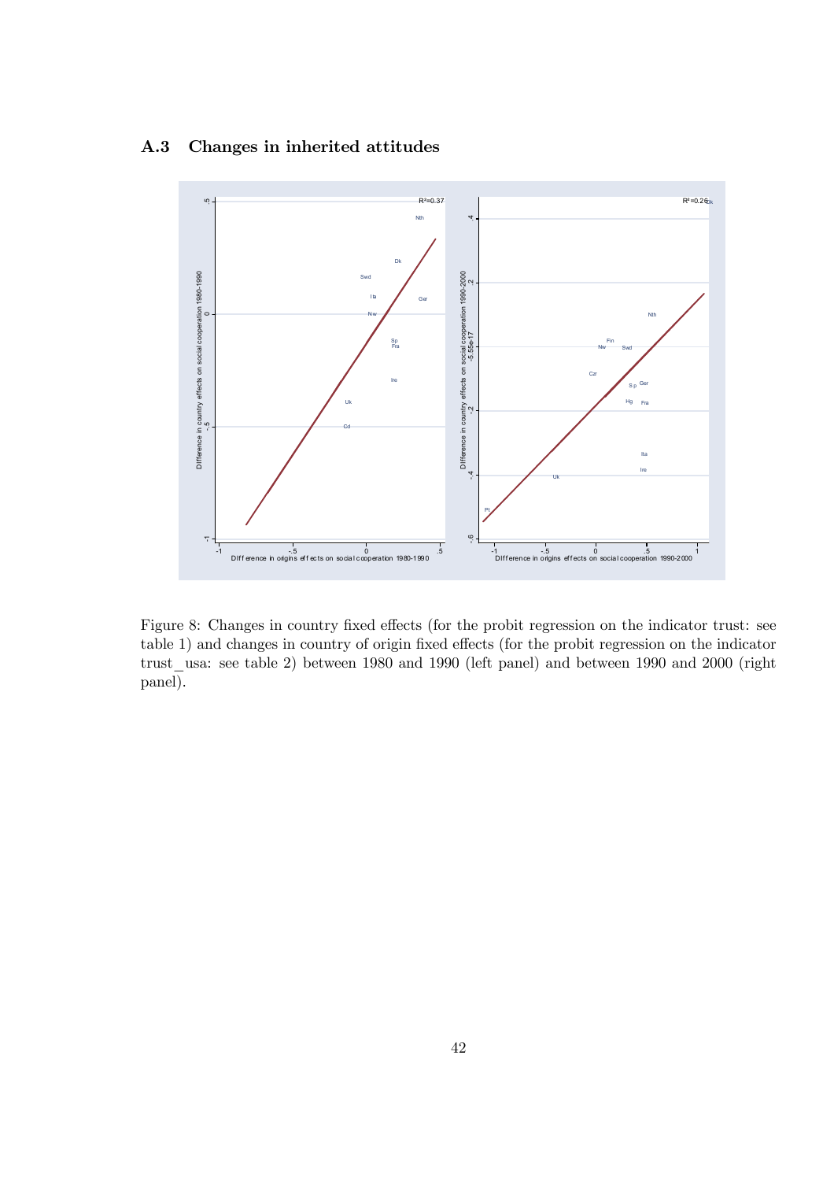### A.3 Changes in inherited attitudes

R²=0.37

Nth
Dk
Swd
Ita
Ger
Nw
Sp
Fra
Ire
Uk
Cd

Difference in country effects on social cooperation 1980-1990

.5
0
-.5
-1

-1
-.5
0
.5

Difference in origins effects on social cooperation 1980-1990

R²=0.26

Dk
Nth
Fin
Nw
Swd
Czr
Sp
Ger
Hg
Fra
Ita
Ire
Uk
Pt

Difference in country effects on social cooperation 1990-2000

.4
.2
-5.55e-17
-.2
-.4
-.6

-1
-.5
0
.5
1

Difference in origins effects on social cooperation 1990-2000

Figure 8: Changes in country fixed effects (for the probit regression on the indicator trust: see table 1) and changes in country of origin fixed effects (for the probit regression on the indicator trust_usa: see table 2) between 1980 and 1990 (left panel) and between 1990 and 2000 (right panel).